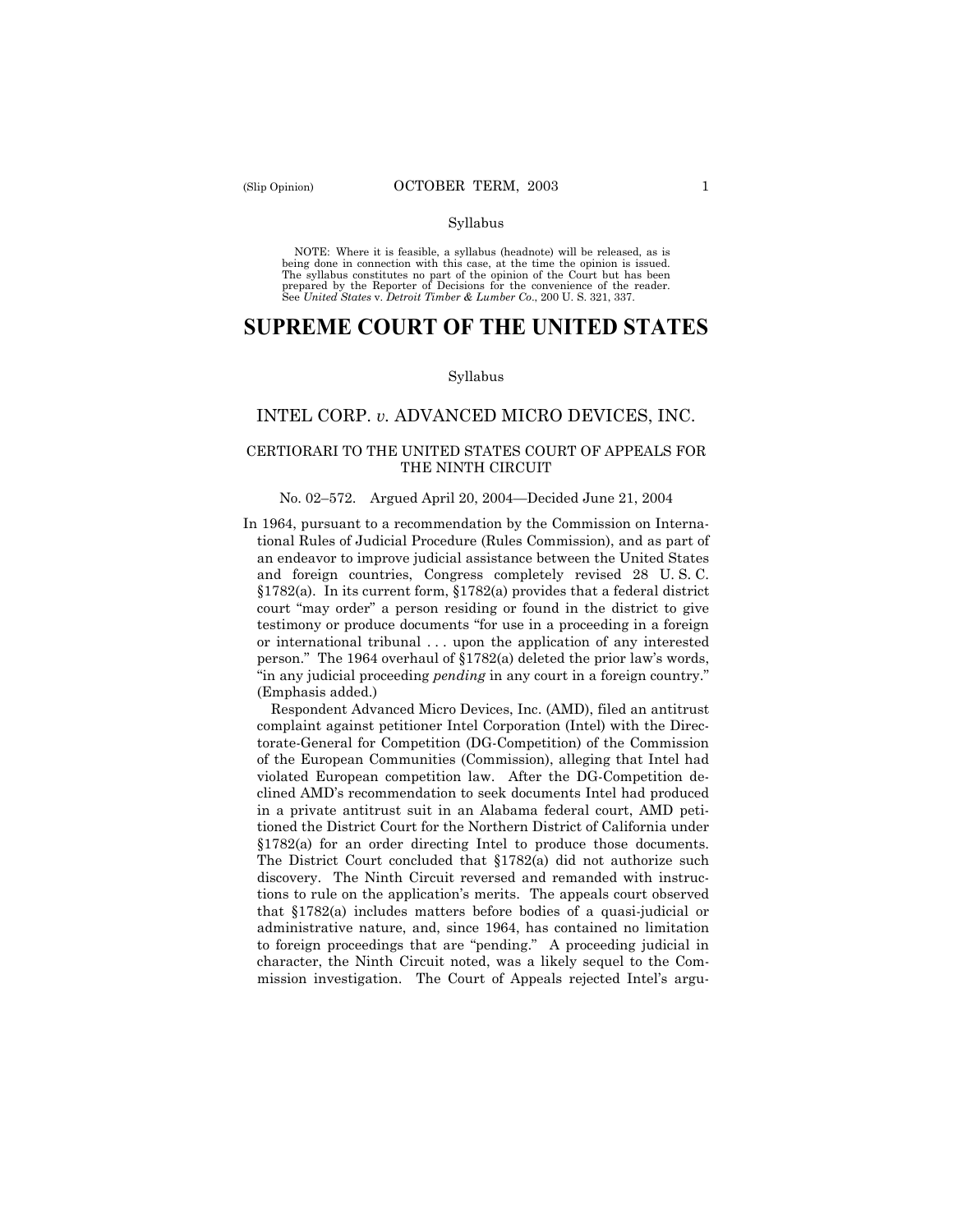NOTE: Where it is feasible, a syllabus (headnote) will be released, as is being done in connection with this case, at the time the opinion is issued. The syllabus constitutes no part of the opinion of the Court but has been prepared by the Reporter of Decisions for the convenience of the reader. See *United States* v. *Detroit Timber & Lumber Co.*, 200 U. S. 321, 337.

# SUPREME COURT OF THE UNITED STATES

Syllabus

## INTEL CORP. *v.* ADVANCED MICRO DEVICES, INC.

### CERTIORARI TO THE UNITED STATES COURT OF APPEALS FOR THE NINTH CIRCUIT

No. 02–572. Argued April 20, 2004—Decided June 21, 2004

In 1964, pursuant to a recommendation by the Commission on International Rules of Judicial Procedure (Rules Commission), and as part of an endeavor to improve judicial assistance between the United States and foreign countries, Congress completely revised 28 U. S. C. §1782(a). In its current form, §1782(a) provides that a federal district court "may order" a person residing or found in the district to give testimony or produce documents "for use in a proceeding in a foreign or international tribunal . . . upon the application of any interested person." The 1964 overhaul of §1782(a) deleted the prior law's words, "in any judicial proceeding *pending* in any court in a foreign country." (Emphasis added.)

Respondent Advanced Micro Devices, Inc. (AMD), filed an antitrust complaint against petitioner Intel Corporation (Intel) with the Directorate-General for Competition (DG-Competition) of the Commission of the European Communities (Commission), alleging that Intel had violated European competition law. After the DG-Competition declined AMD's recommendation to seek documents Intel had produced in a private antitrust suit in an Alabama federal court, AMD petitioned the District Court for the Northern District of California under §1782(a) for an order directing Intel to produce those documents. The District Court concluded that §1782(a) did not authorize such discovery. The Ninth Circuit reversed and remanded with instructions to rule on the application's merits. The appeals court observed that §1782(a) includes matters before bodies of a quasi-judicial or administrative nature, and, since 1964, has contained no limitation to foreign proceedings that are "pending." A proceeding judicial in character, the Ninth Circuit noted, was a likely sequel to the Commission investigation. The Court of Appeals rejected Intel's argu-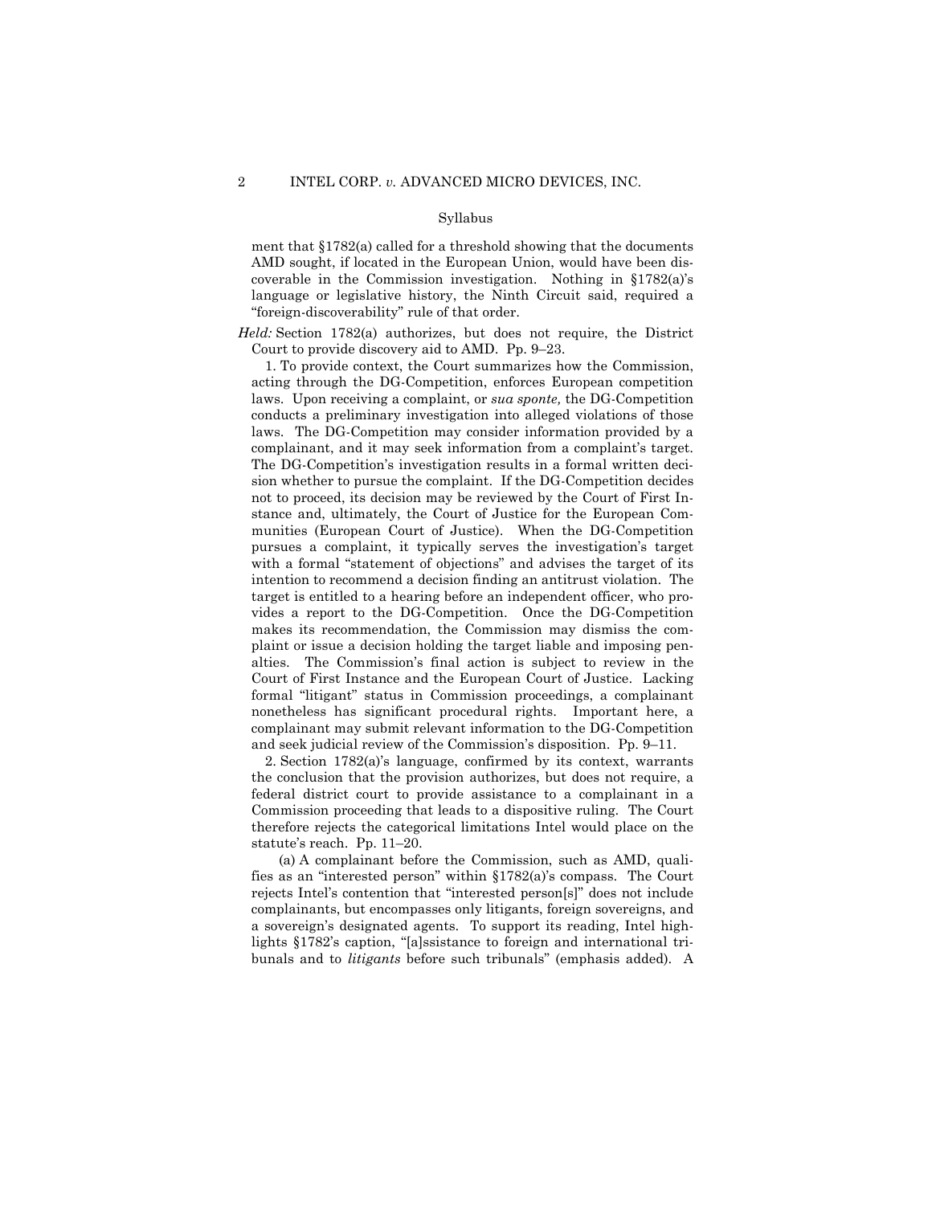Syllabus

ment that §1782(a) called for a threshold showing that the documents AMD sought, if located in the European Union, would have been discoverable in the Commission investigation. Nothing in §1782(a)'s language or legislative history, the Ninth Circuit said, required a "foreign-discoverability" rule of that order.

*Held:* Section 1782(a) authorizes, but does not require, the District Court to provide discovery aid to AMD. Pp. 9–23.

1. To provide context, the Court summarizes how the Commission, acting through the DG-Competition, enforces European competition laws. Upon receiving a complaint, or *sua sponte,* the DG-Competition conducts a preliminary investigation into alleged violations of those laws. The DG-Competition may consider information provided by a complainant, and it may seek information from a complaint's target. The DG-Competition's investigation results in a formal written decision whether to pursue the complaint. If the DG-Competition decides not to proceed, its decision may be reviewed by the Court of First Instance and, ultimately, the Court of Justice for the European Communities (European Court of Justice). When the DG-Competition pursues a complaint, it typically serves the investigation's target with a formal "statement of objections" and advises the target of its intention to recommend a decision finding an antitrust violation. The target is entitled to a hearing before an independent officer, who provides a report to the DG-Competition. Once the DG-Competition makes its recommendation, the Commission may dismiss the complaint or issue a decision holding the target liable and imposing penalties. The Commission's final action is subject to review in the Court of First Instance and the European Court of Justice. Lacking formal "litigant" status in Commission proceedings, a complainant nonetheless has significant procedural rights. Important here, a complainant may submit relevant information to the DG-Competition and seek judicial review of the Commission's disposition. Pp. 9–11.

2. Section 1782(a)'s language, confirmed by its context, warrants the conclusion that the provision authorizes, but does not require, a federal district court to provide assistance to a complainant in a Commission proceeding that leads to a dispositive ruling. The Court therefore rejects the categorical limitations Intel would place on the statute's reach. Pp. 11–20.

(a) A complainant before the Commission, such as AMD, qualifies as an "interested person" within §1782(a)'s compass. The Court rejects Intel's contention that "interested person[s]" does not include complainants, but encompasses only litigants, foreign sovereigns, and a sovereign's designated agents. To support its reading, Intel highlights §1782's caption, "[a]ssistance to foreign and international tribunals and to *litigants* before such tribunals" (emphasis added). A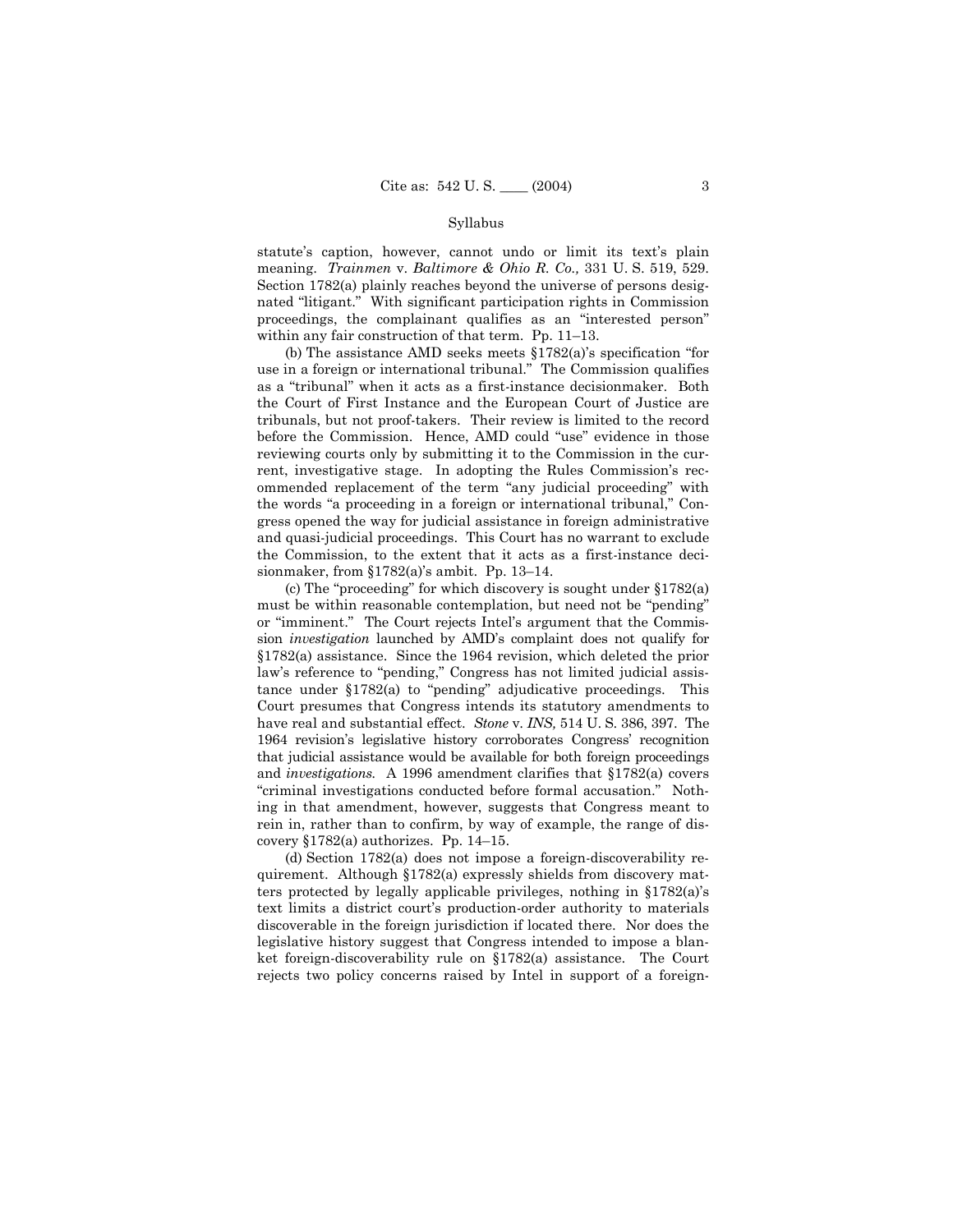statute's caption, however, cannot undo or limit its text's plain meaning. *Trainmen* v. *Baltimore & Ohio R. Co.,* 331 U. S. 519, 529. Section 1782(a) plainly reaches beyond the universe of persons designated "litigant." With significant participation rights in Commission proceedings, the complainant qualifies as an "interested person" within any fair construction of that term. Pp. 11–13.

(b) The assistance AMD seeks meets §1782(a)'s specification "for use in a foreign or international tribunal." The Commission qualifies as a "tribunal" when it acts as a first-instance decisionmaker. Both the Court of First Instance and the European Court of Justice are tribunals, but not proof-takers. Their review is limited to the record before the Commission. Hence, AMD could "use" evidence in those reviewing courts only by submitting it to the Commission in the current, investigative stage. In adopting the Rules Commission's recommended replacement of the term "any judicial proceeding" with the words "a proceeding in a foreign or international tribunal," Congress opened the way for judicial assistance in foreign administrative and quasi-judicial proceedings. This Court has no warrant to exclude the Commission, to the extent that it acts as a first-instance decisionmaker, from §1782(a)'s ambit. Pp. 13–14.

(c) The "proceeding" for which discovery is sought under §1782(a) must be within reasonable contemplation, but need not be "pending" or "imminent." The Court rejects Intel's argument that the Commission *investigation* launched by AMD's complaint does not qualify for §1782(a) assistance. Since the 1964 revision, which deleted the prior law's reference to "pending," Congress has not limited judicial assistance under §1782(a) to "pending" adjudicative proceedings. This Court presumes that Congress intends its statutory amendments to have real and substantial effect. *Stone* v. *INS,* 514 U. S. 386, 397. The 1964 revision's legislative history corroborates Congress' recognition that judicial assistance would be available for both foreign proceedings and *investigations.* A 1996 amendment clarifies that §1782(a) covers "criminal investigations conducted before formal accusation." Nothing in that amendment, however, suggests that Congress meant to rein in, rather than to confirm, by way of example, the range of discovery §1782(a) authorizes. Pp. 14–15.

(d) Section 1782(a) does not impose a foreign-discoverability requirement. Although §1782(a) expressly shields from discovery matters protected by legally applicable privileges, nothing in §1782(a)'s text limits a district court's production-order authority to materials discoverable in the foreign jurisdiction if located there. Nor does the legislative history suggest that Congress intended to impose a blanket foreign-discoverability rule on §1782(a) assistance. The Court rejects two policy concerns raised by Intel in support of a foreign-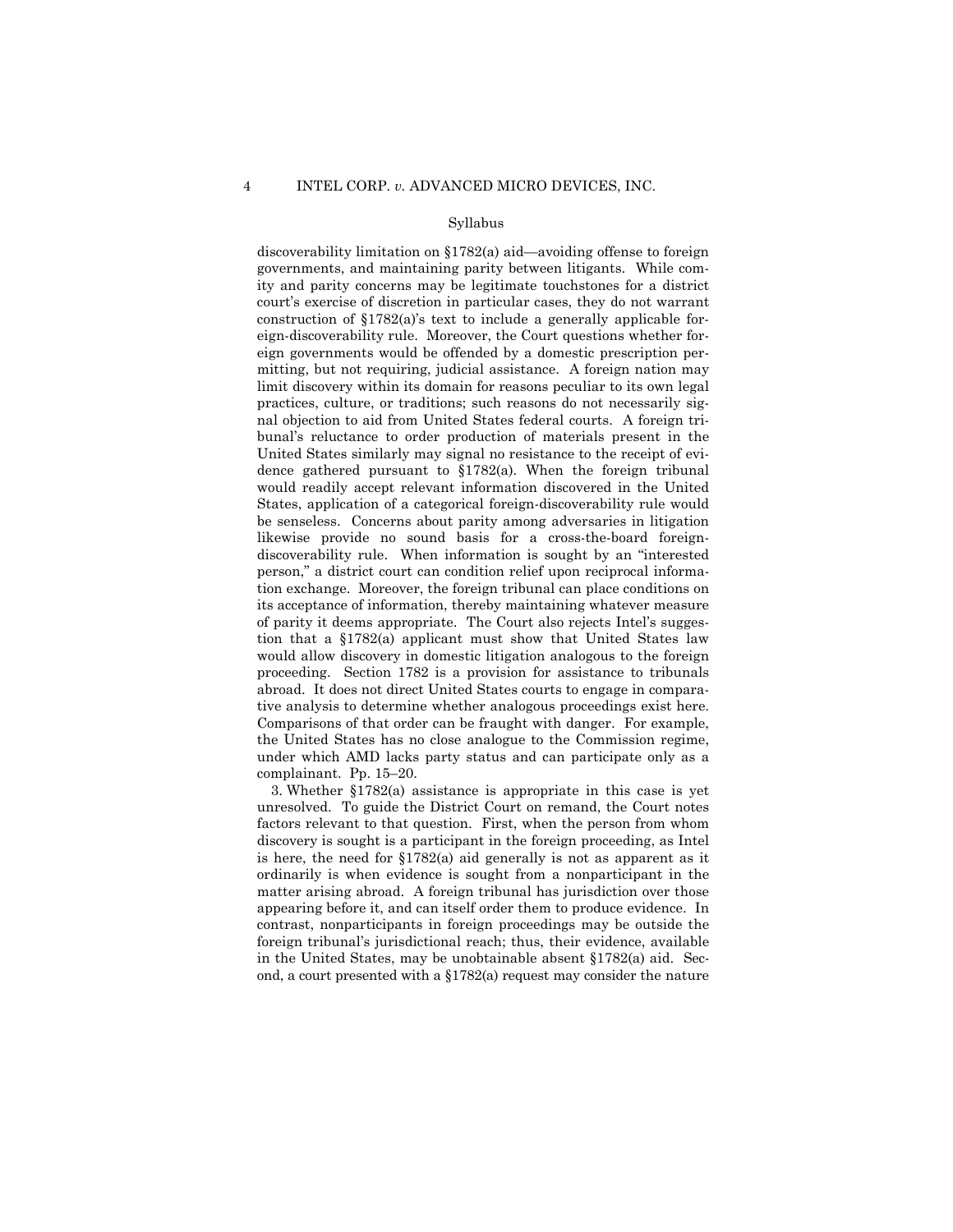discoverability limitation on §1782(a) aid—avoiding offense to foreign governments, and maintaining parity between litigants. While comity and parity concerns may be legitimate touchstones for a district court's exercise of discretion in particular cases, they do not warrant construction of §1782(a)'s text to include a generally applicable foreign-discoverability rule. Moreover, the Court questions whether foreign governments would be offended by a domestic prescription permitting, but not requiring, judicial assistance. A foreign nation may limit discovery within its domain for reasons peculiar to its own legal practices, culture, or traditions; such reasons do not necessarily signal objection to aid from United States federal courts. A foreign tribunal's reluctance to order production of materials present in the United States similarly may signal no resistance to the receipt of evidence gathered pursuant to §1782(a). When the foreign tribunal would readily accept relevant information discovered in the United States, application of a categorical foreign-discoverability rule would be senseless. Concerns about parity among adversaries in litigation likewise provide no sound basis for a cross-the-board foreign-discoverability rule. When information is sought by an "interested person," a district court can condition relief upon reciprocal information exchange. Moreover, the foreign tribunal can place conditions on its acceptance of information, thereby maintaining whatever measure of parity it deems appropriate. The Court also rejects Intel's suggestion that a §1782(a) applicant must show that United States law would allow discovery in domestic litigation analogous to the foreign proceeding. Section 1782 is a provision for assistance to tribunals abroad. It does not direct United States courts to engage in comparative analysis to determine whether analogous proceedings exist here. Comparisons of that order can be fraught with danger. For example, the United States has no close analogue to the Commission regime, under which AMD lacks party status and can participate only as a complainant. Pp. 15–20.

3. Whether §1782(a) assistance is appropriate in this case is yet unresolved. To guide the District Court on remand, the Court notes factors relevant to that question. First, when the person from whom discovery is sought is a participant in the foreign proceeding, as Intel is here, the need for §1782(a) aid generally is not as apparent as it ordinarily is when evidence is sought from a nonparticipant in the matter arising abroad. A foreign tribunal has jurisdiction over those appearing before it, and can itself order them to produce evidence. In contrast, nonparticipants in foreign proceedings may be outside the foreign tribunal's jurisdictional reach; thus, their evidence, available in the United States, may be unobtainable absent §1782(a) aid. Second, a court presented with a §1782(a) request may consider the nature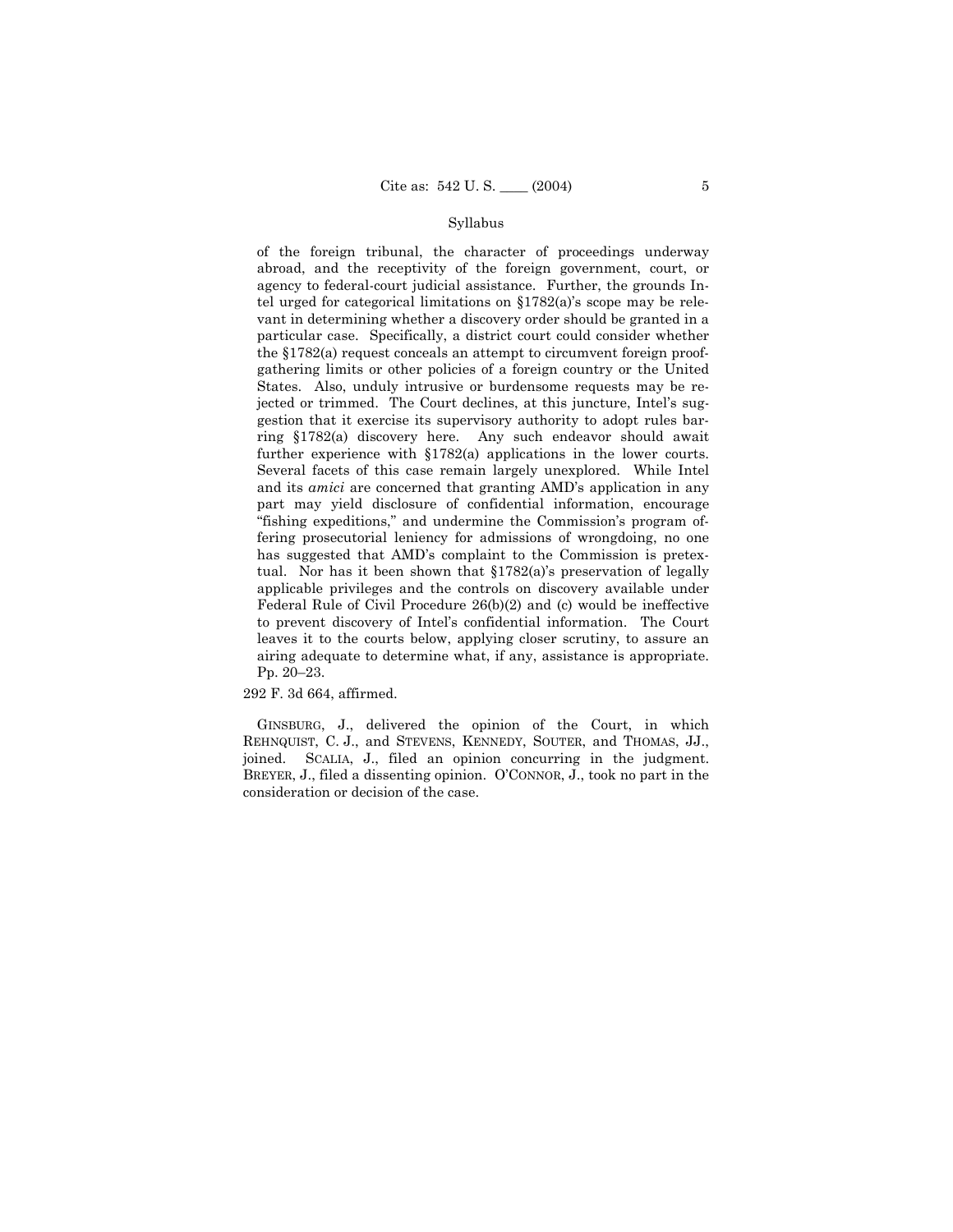of the foreign tribunal, the character of proceedings underway abroad, and the receptivity of the foreign government, court, or agency to federal-court judicial assistance. Further, the grounds Intel urged for categorical limitations on §1782(a)'s scope may be relevant in determining whether a discovery order should be granted in a particular case. Specifically, a district court could consider whether the §1782(a) request conceals an attempt to circumvent foreign proof-gathering limits or other policies of a foreign country or the United States. Also, unduly intrusive or burdensome requests may be rejected or trimmed. The Court declines, at this juncture, Intel's suggestion that it exercise its supervisory authority to adopt rules barring §1782(a) discovery here. Any such endeavor should await further experience with §1782(a) applications in the lower courts. Several facets of this case remain largely unexplored. While Intel and its *amici* are concerned that granting AMD's application in any part may yield disclosure of confidential information, encourage "fishing expeditions," and undermine the Commission's program offering prosecutorial leniency for admissions of wrongdoing, no one has suggested that AMD's complaint to the Commission is pretextual. Nor has it been shown that §1782(a)'s preservation of legally applicable privileges and the controls on discovery available under Federal Rule of Civil Procedure 26(b)(2) and (c) would be ineffective to prevent discovery of Intel's confidential information. The Court leaves it to the courts below, applying closer scrutiny, to assure an airing adequate to determine what, if any, assistance is appropriate. Pp. 20–23.

292 F. 3d 664, affirmed.

GINSBURG, J., delivered the opinion of the Court, in which REHNQUIST, C. J., and STEVENS, KENNEDY, SOUTER, and THOMAS, JJ., joined. SCALIA, J., filed an opinion concurring in the judgment. BREYER, J., filed a dissenting opinion. O'CONNOR, J., took no part in the consideration or decision of the case.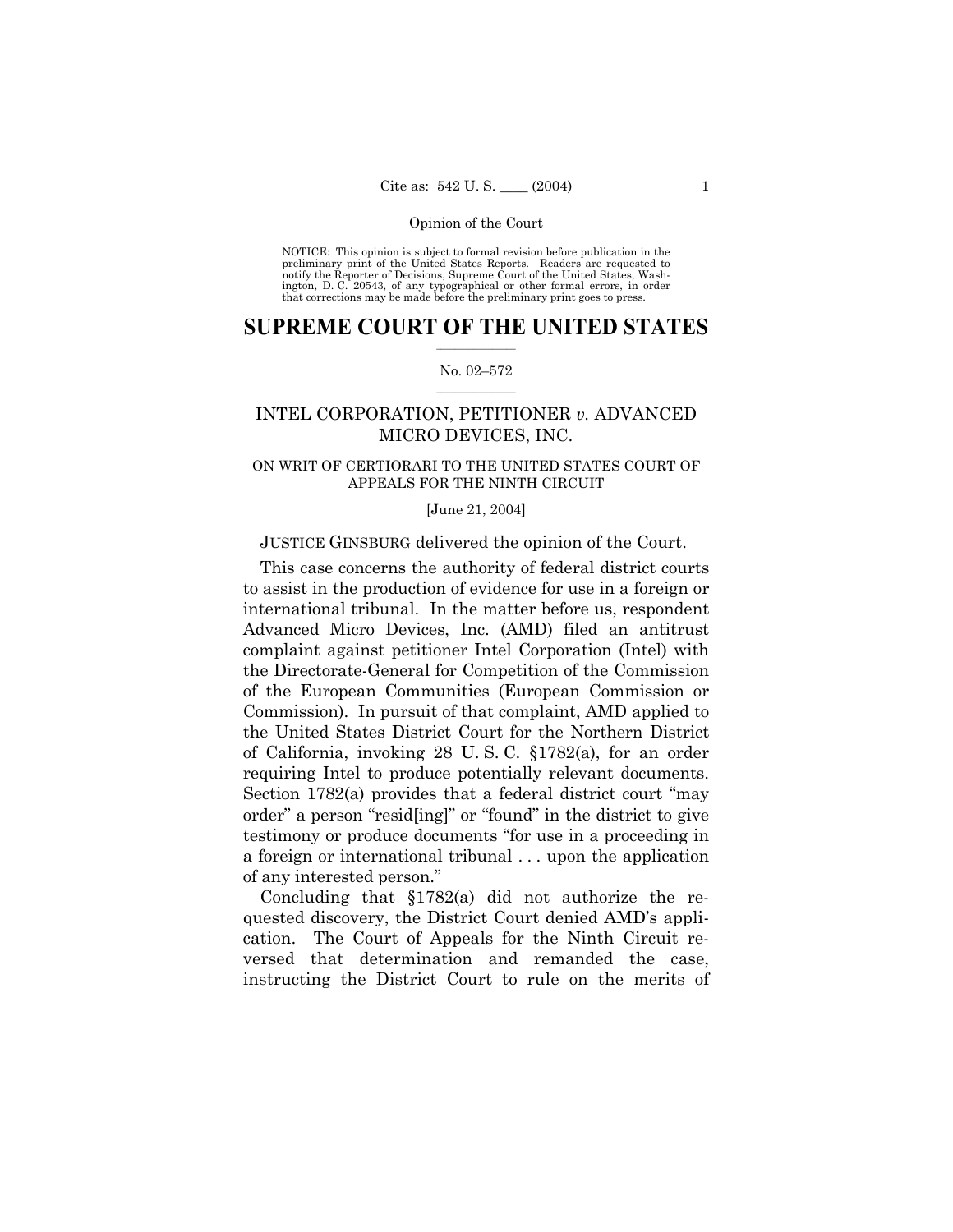NOTICE: This opinion is subject to formal revision before publication in the preliminary print of the United States Reports. Readers are requested to notify the Reporter of Decisions, Supreme Court of the United States, Washington, D. C. 20543, of any typographical or other formal errors, in order that corrections may be made before the preliminary print goes to press.

# SUPREME COURT OF THE UNITED STATES

No. 02–572

## INTEL CORPORATION, PETITIONER *v.* ADVANCED MICRO DEVICES, INC.

ON WRIT OF CERTIORARI TO THE UNITED STATES COURT OF APPEALS FOR THE NINTH CIRCUIT

[June 21, 2004]

JUSTICE GINSBURG delivered the opinion of the Court.

This case concerns the authority of federal district courts to assist in the production of evidence for use in a foreign or international tribunal. In the matter before us, respondent Advanced Micro Devices, Inc. (AMD) filed an antitrust complaint against petitioner Intel Corporation (Intel) with the Directorate-General for Competition of the Commission of the European Communities (European Commission or Commission). In pursuit of that complaint, AMD applied to the United States District Court for the Northern District of California, invoking 28 U. S. C. §1782(a), for an order requiring Intel to produce potentially relevant documents. Section 1782(a) provides that a federal district court "may order" a person "resid[ing]" or "found" in the district to give testimony or produce documents "for use in a proceeding in a foreign or international tribunal . . . upon the application of any interested person."

Concluding that §1782(a) did not authorize the requested discovery, the District Court denied AMD's application. The Court of Appeals for the Ninth Circuit reversed that determination and remanded the case, instructing the District Court to rule on the merits of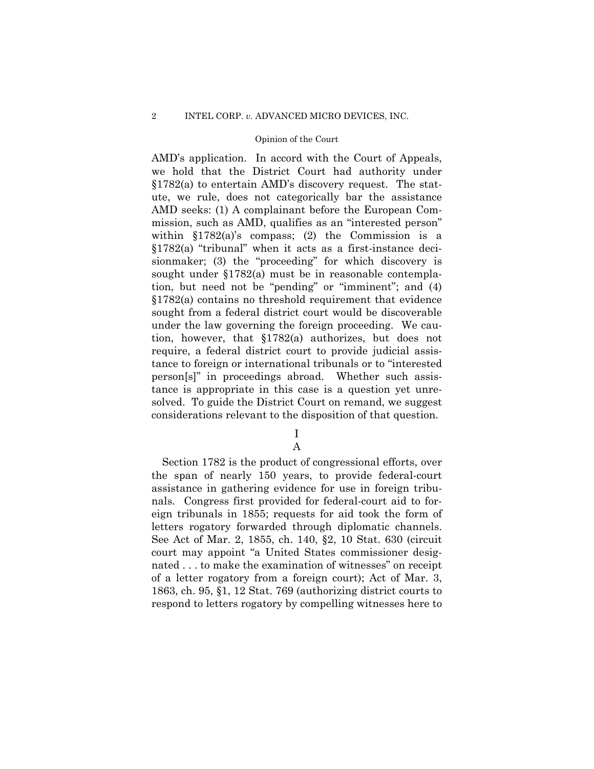AMD's application. In accord with the Court of Appeals, we hold that the District Court had authority under §1782(a) to entertain AMD's discovery request. The statute, we rule, does not categorically bar the assistance AMD seeks: (1) A complainant before the European Commission, such as AMD, qualifies as an "interested person" within §1782(a)'s compass; (2) the Commission is a §1782(a) "tribunal" when it acts as a first-instance decisionmaker; (3) the "proceeding" for which discovery is sought under §1782(a) must be in reasonable contemplation, but need not be "pending" or "imminent"; and (4) §1782(a) contains no threshold requirement that evidence sought from a federal district court would be discoverable under the law governing the foreign proceeding. We caution, however, that §1782(a) authorizes, but does not require, a federal district court to provide judicial assistance to foreign or international tribunals or to "interested person[s]" in proceedings abroad. Whether such assistance is appropriate in this case is a question yet unresolved. To guide the District Court on remand, we suggest considerations relevant to the disposition of that question.

# I

## A

Section 1782 is the product of congressional efforts, over the span of nearly 150 years, to provide federal-court assistance in gathering evidence for use in foreign tribunals. Congress first provided for federal-court aid to foreign tribunals in 1855; requests for aid took the form of letters rogatory forwarded through diplomatic channels. See Act of Mar. 2, 1855, ch. 140, §2, 10 Stat. 630 (circuit court may appoint "a United States commissioner designated . . . to make the examination of witnesses" on receipt of a letter rogatory from a foreign court); Act of Mar. 3, 1863, ch. 95, §1, 12 Stat. 769 (authorizing district courts to respond to letters rogatory by compelling witnesses here to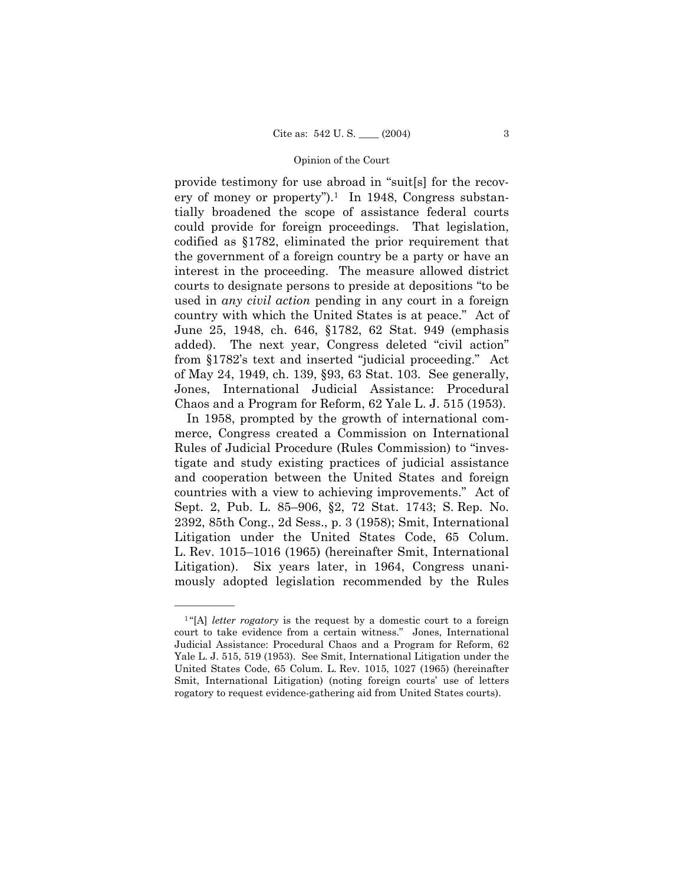provide testimony for use abroad in "suit[s] for the recovery of money or property").[1] In 1948, Congress substantially broadened the scope of assistance federal courts could provide for foreign proceedings. That legislation, codified as §1782, eliminated the prior requirement that the government of a foreign country be a party or have an interest in the proceeding. The measure allowed district courts to designate persons to preside at depositions "to be used in *any civil action* pending in any court in a foreign country with which the United States is at peace." Act of June 25, 1948, ch. 646, §1782, 62 Stat. 949 (emphasis added). The next year, Congress deleted "civil action" from §1782's text and inserted "judicial proceeding." Act of May 24, 1949, ch. 139, §93, 63 Stat. 103. See generally, Jones, International Judicial Assistance: Procedural Chaos and a Program for Reform, 62 Yale L. J. 515 (1953).

In 1958, prompted by the growth of international commerce, Congress created a Commission on International Rules of Judicial Procedure (Rules Commission) to "investigate and study existing practices of judicial assistance and cooperation between the United States and foreign countries with a view to achieving improvements." Act of Sept. 2, Pub. L. 85–906, §2, 72 Stat. 1743; S. Rep. No. 2392, 85th Cong., 2d Sess., p. 3 (1958); Smit, International Litigation under the United States Code, 65 Colum. L. Rev. 1015–1016 (1965) (hereinafter Smit, International Litigation). Six years later, in 1964, Congress unanimously adopted legislation recommended by the Rules

---

[1] "[A] *letter rogatory* is the request by a domestic court to a foreign court to take evidence from a certain witness." Jones, International Judicial Assistance: Procedural Chaos and a Program for Reform, 62 Yale L. J. 515, 519 (1953). See Smit, International Litigation under the United States Code, 65 Colum. L. Rev. 1015, 1027 (1965) (hereinafter Smit, International Litigation) (noting foreign courts' use of letters rogatory to request evidence-gathering aid from United States courts).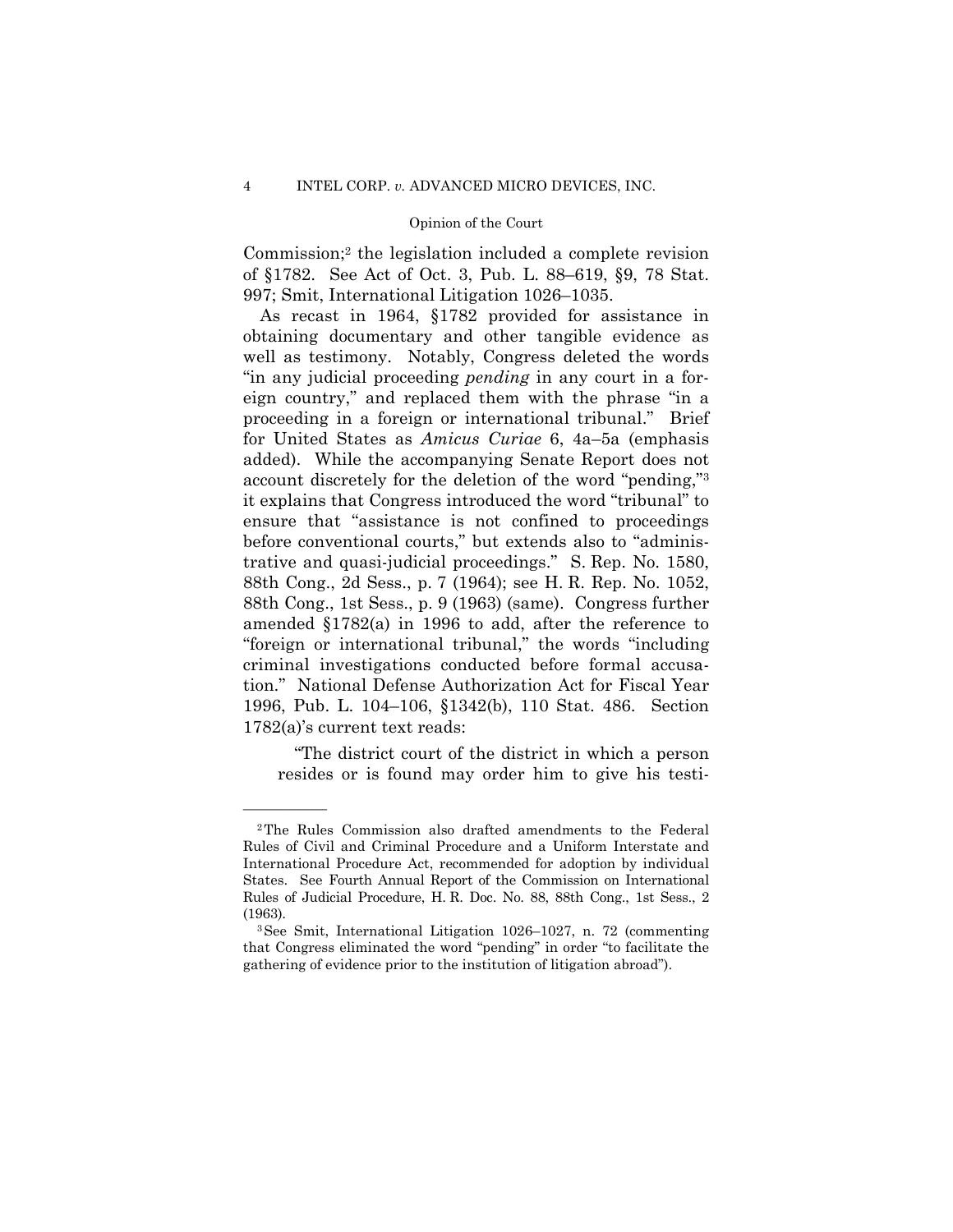Commission;[2] the legislation included a complete revision of §1782. See Act of Oct. 3, Pub. L. 88–619, §9, 78 Stat. 997; Smit, International Litigation 1026–1035.

As recast in 1964, §1782 provided for assistance in obtaining documentary and other tangible evidence as well as testimony. Notably, Congress deleted the words "in any judicial proceeding *pending* in any court in a foreign country," and replaced them with the phrase "in a proceeding in a foreign or international tribunal." Brief for United States as *Amicus Curiae* 6, 4a–5a (emphasis added). While the accompanying Senate Report does not account discretely for the deletion of the word "pending,"[3] it explains that Congress introduced the word "tribunal" to ensure that "assistance is not confined to proceedings before conventional courts," but extends also to "administrative and quasi-judicial proceedings." S. Rep. No. 1580, 88th Cong., 2d Sess., p. 7 (1964); see H. R. Rep. No. 1052, 88th Cong., 1st Sess., p. 9 (1963) (same). Congress further amended §1782(a) in 1996 to add, after the reference to "foreign or international tribunal," the words "including criminal investigations conducted before formal accusation." National Defense Authorization Act for Fiscal Year 1996, Pub. L. 104–106, §1342(b), 110 Stat. 486. Section 1782(a)'s current text reads:

> "The district court of the district in which a person resides or is found may order him to give his testi-

---

[2] The Rules Commission also drafted amendments to the Federal Rules of Civil and Criminal Procedure and a Uniform Interstate and International Procedure Act, recommended for adoption by individual States. See Fourth Annual Report of the Commission on International Rules of Judicial Procedure, H. R. Doc. No. 88, 88th Cong., 1st Sess., 2 (1963).

[3] See Smit, International Litigation 1026–1027, n. 72 (commenting that Congress eliminated the word "pending" in order "to facilitate the gathering of evidence prior to the institution of litigation abroad").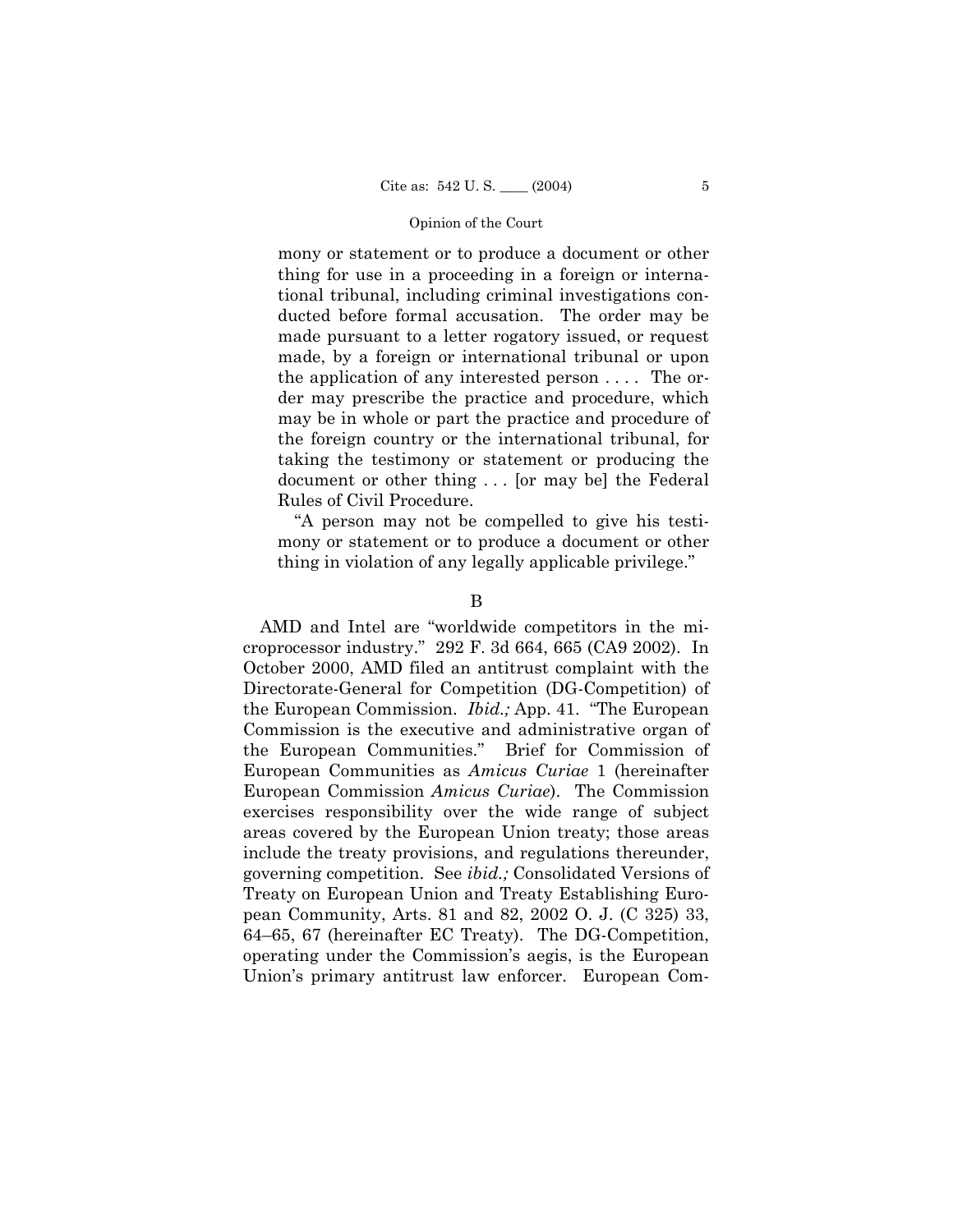mony or statement or to produce a document or other thing for use in a proceeding in a foreign or international tribunal, including criminal investigations conducted before formal accusation. The order may be made pursuant to a letter rogatory issued, or request made, by a foreign or international tribunal or upon the application of any interested person . . . . The order may prescribe the practice and procedure, which may be in whole or part the practice and procedure of the foreign country or the international tribunal, for taking the testimony or statement or producing the document or other thing . . . [or may be] the Federal Rules of Civil Procedure.

"A person may not be compelled to give his testimony or statement or to produce a document or other thing in violation of any legally applicable privilege."

B

AMD and Intel are "worldwide competitors in the microprocessor industry." 292 F. 3d 664, 665 (CA9 2002). In October 2000, AMD filed an antitrust complaint with the Directorate-General for Competition (DG-Competition) of the European Commission. *Ibid.;* App. 41. "The European Commission is the executive and administrative organ of the European Communities." Brief for Commission of European Communities as *Amicus Curiae* 1 (hereinafter European Commission *Amicus Curiae*). The Commission exercises responsibility over the wide range of subject areas covered by the European Union treaty; those areas include the treaty provisions, and regulations thereunder, governing competition. See *ibid.;* Consolidated Versions of Treaty on European Union and Treaty Establishing European Community, Arts. 81 and 82, 2002 O. J. (C 325) 33, 64–65, 67 (hereinafter EC Treaty). The DG-Competition, operating under the Commission's aegis, is the European Union's primary antitrust law enforcer. European Com-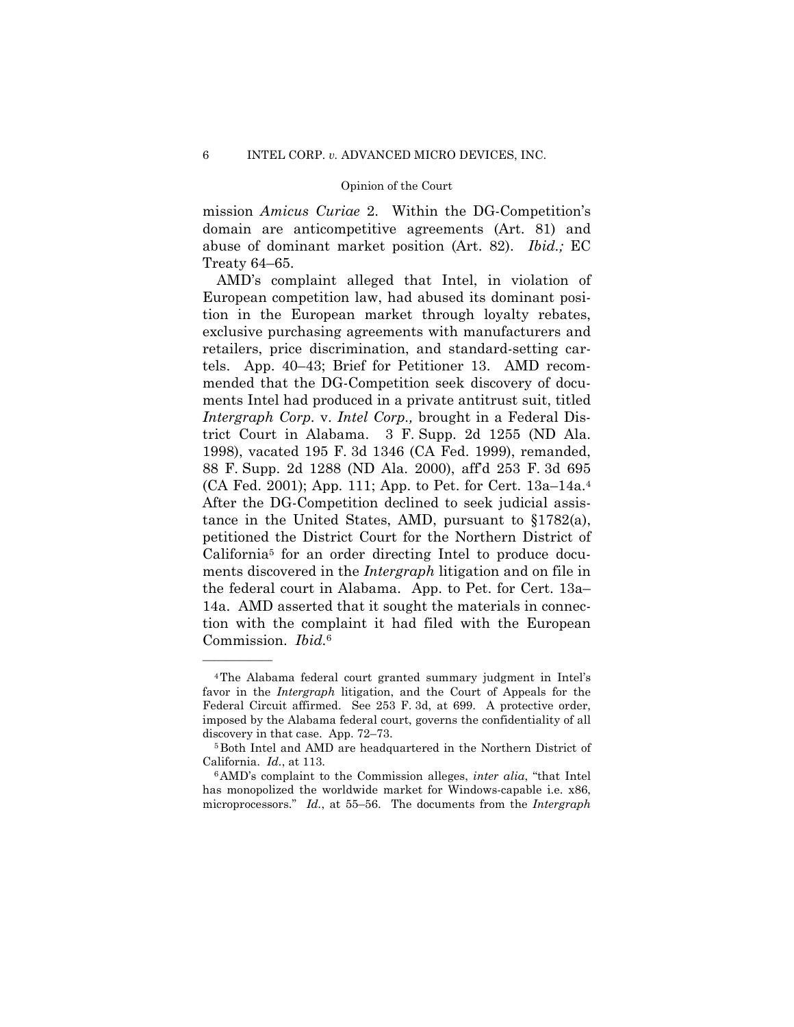mission *Amicus Curiae* 2. Within the DG-Competition's domain are anticompetitive agreements (Art. 81) and abuse of dominant market position (Art. 82). *Ibid.;* EC Treaty 64–65.

AMD's complaint alleged that Intel, in violation of European competition law, had abused its dominant position in the European market through loyalty rebates, exclusive purchasing agreements with manufacturers and retailers, price discrimination, and standard-setting cartels. App. 40–43; Brief for Petitioner 13. AMD recommended that the DG-Competition seek discovery of documents Intel had produced in a private antitrust suit, titled *Intergraph Corp.* v. *Intel Corp.,* brought in a Federal District Court in Alabama. 3 F. Supp. 2d 1255 (ND Ala. 1998), vacated 195 F. 3d 1346 (CA Fed. 1999), remanded, 88 F. Supp. 2d 1288 (ND Ala. 2000), aff'd 253 F. 3d 695 (CA Fed. 2001); App. 111; App. to Pet. for Cert. 13a–14a.[4] After the DG-Competition declined to seek judicial assistance in the United States, AMD, pursuant to §1782(a), petitioned the District Court for the Northern District of California[5] for an order directing Intel to produce documents discovered in the *Intergraph* litigation and on file in the federal court in Alabama. App. to Pet. for Cert. 13a–14a. AMD asserted that it sought the materials in connection with the complaint it had filed with the European Commission. *Ibid.*[6]

---

[4] The Alabama federal court granted summary judgment in Intel's favor in the *Intergraph* litigation, and the Court of Appeals for the Federal Circuit affirmed. See 253 F. 3d, at 699. A protective order, imposed by the Alabama federal court, governs the confidentiality of all discovery in that case. App. 72–73.

[5] Both Intel and AMD are headquartered in the Northern District of California. *Id.*, at 113.

[6] AMD's complaint to the Commission alleges, *inter alia*, "that Intel has monopolized the worldwide market for Windows-capable i.e. x86, microprocessors." *Id.*, at 55–56. The documents from the *Intergraph*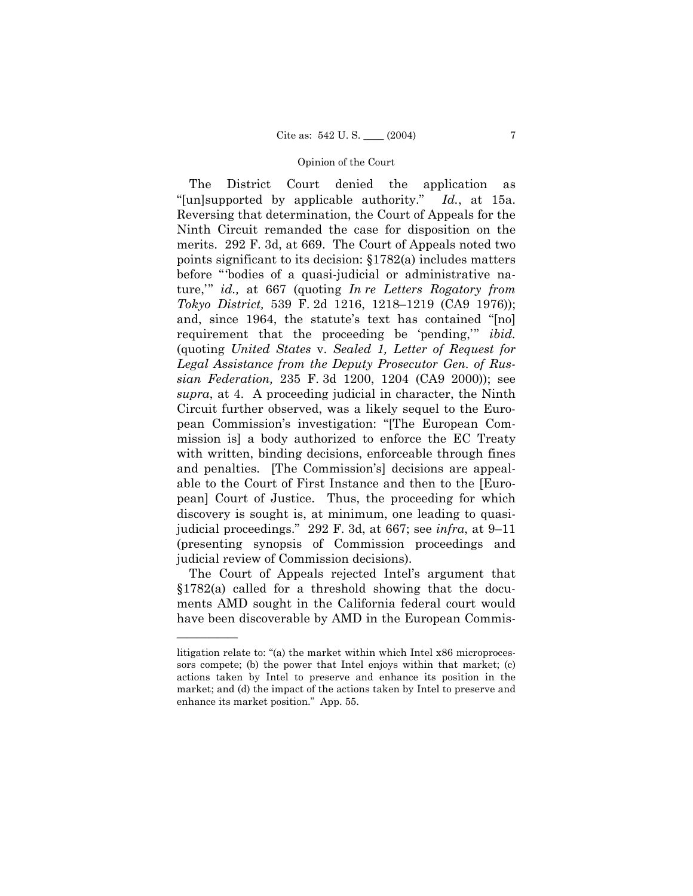The District Court denied the application as "[un]supported by applicable authority." *Id.*, at 15a. Reversing that determination, the Court of Appeals for the Ninth Circuit remanded the case for disposition on the merits. 292 F. 3d, at 669. The Court of Appeals noted two points significant to its decision: §1782(a) includes matters before "'bodies of a quasi-judicial or administrative nature,'" *id.,* at 667 (quoting *In re Letters Rogatory from Tokyo District,* 539 F. 2d 1216, 1218–1219 (CA9 1976)); and, since 1964, the statute's text has contained "[no] requirement that the proceeding be 'pending,'" *ibid.* (quoting *United States* v. *Sealed 1, Letter of Request for Legal Assistance from the Deputy Prosecutor Gen. of Russian Federation,* 235 F. 3d 1200, 1204 (CA9 2000)); see *supra*, at 4. A proceeding judicial in character, the Ninth Circuit further observed, was a likely sequel to the European Commission's investigation: "[The European Commission is] a body authorized to enforce the EC Treaty with written, binding decisions, enforceable through fines and penalties. [The Commission's] decisions are appealable to the Court of First Instance and then to the [European] Court of Justice. Thus, the proceeding for which discovery is sought is, at minimum, one leading to quasi-judicial proceedings." 292 F. 3d, at 667; see *infra*, at 9–11 (presenting synopsis of Commission proceedings and judicial review of Commission decisions).

The Court of Appeals rejected Intel's argument that §1782(a) called for a threshold showing that the documents AMD sought in the California federal court would have been discoverable by AMD in the European Commis-

---

litigation relate to: "(a) the market within which Intel x86 microprocessors compete; (b) the power that Intel enjoys within that market; (c) actions taken by Intel to preserve and enhance its position in the market; and (d) the impact of the actions taken by Intel to preserve and enhance its market position." App. 55.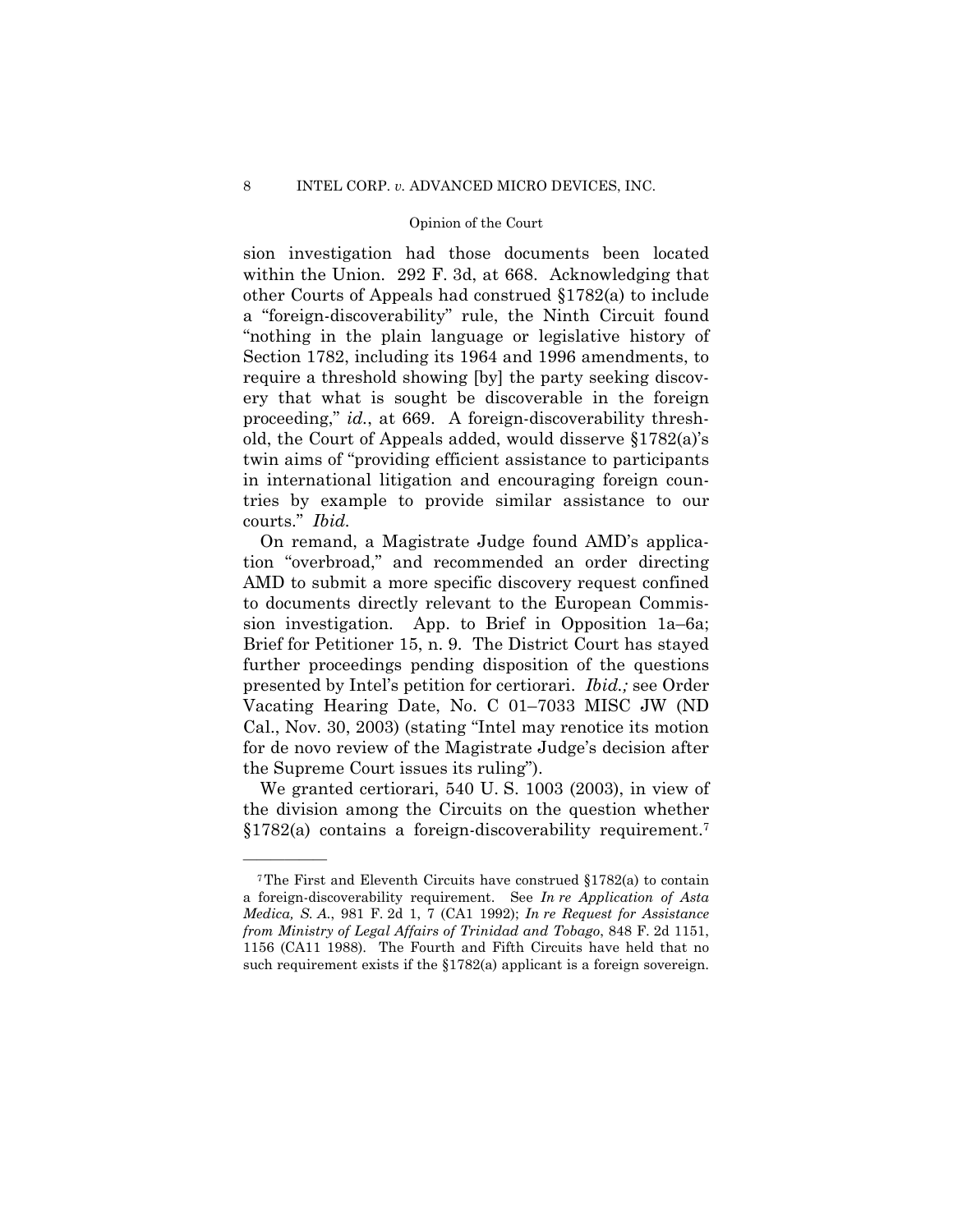sion investigation had those documents been located within the Union. 292 F. 3d, at 668. Acknowledging that other Courts of Appeals had construed §1782(a) to include a "foreign-discoverability" rule, the Ninth Circuit found "nothing in the plain language or legislative history of Section 1782, including its 1964 and 1996 amendments, to require a threshold showing [by] the party seeking discovery that what is sought be discoverable in the foreign proceeding," *id.*, at 669. A foreign-discoverability threshold, the Court of Appeals added, would disserve §1782(a)'s twin aims of "providing efficient assistance to participants in international litigation and encouraging foreign countries by example to provide similar assistance to our courts." *Ibid.*

On remand, a Magistrate Judge found AMD's application "overbroad," and recommended an order directing AMD to submit a more specific discovery request confined to documents directly relevant to the European Commission investigation. App. to Brief in Opposition 1a–6a; Brief for Petitioner 15, n. 9. The District Court has stayed further proceedings pending disposition of the questions presented by Intel's petition for certiorari. *Ibid.;* see Order Vacating Hearing Date, No. C 01–7033 MISC JW (ND Cal., Nov. 30, 2003) (stating "Intel may renotice its motion for de novo review of the Magistrate Judge's decision after the Supreme Court issues its ruling").

We granted certiorari, 540 U. S. 1003 (2003), in view of the division among the Circuits on the question whether §1782(a) contains a foreign-discoverability requirement.[7]

---

[7] The First and Eleventh Circuits have construed §1782(a) to contain a foreign-discoverability requirement. See *In re Application of Asta Medica, S. A.*, 981 F. 2d 1, 7 (CA1 1992); *In re Request for Assistance from Ministry of Legal Affairs of Trinidad and Tobago*, 848 F. 2d 1151, 1156 (CA11 1988). The Fourth and Fifth Circuits have held that no such requirement exists if the §1782(a) applicant is a foreign sovereign.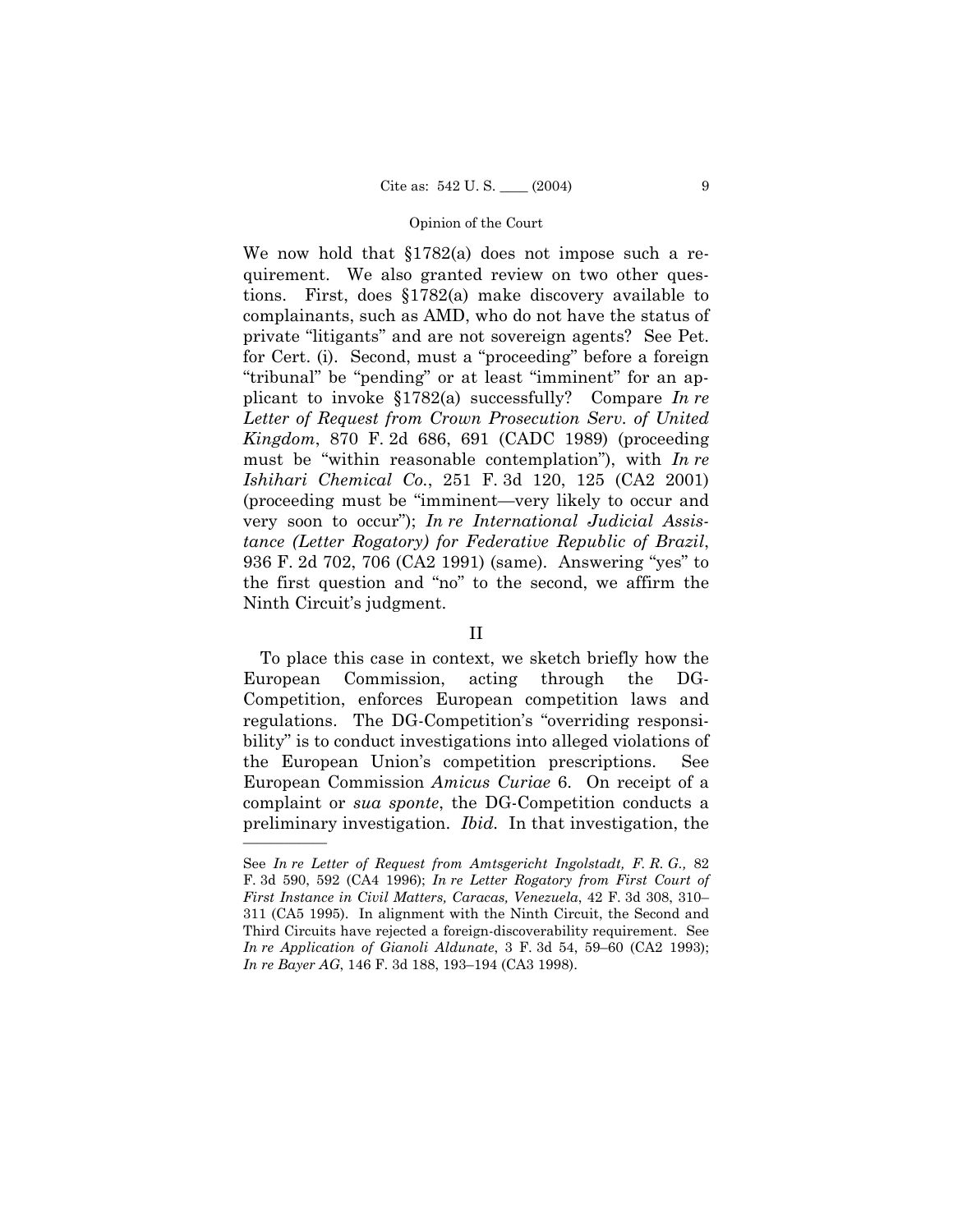We now hold that §1782(a) does not impose such a requirement. We also granted review on two other questions. First, does §1782(a) make discovery available to complainants, such as AMD, who do not have the status of private "litigants" and are not sovereign agents? See Pet. for Cert. (i). Second, must a "proceeding" before a foreign "tribunal" be "pending" or at least "imminent" for an applicant to invoke §1782(a) successfully? Compare *In re Letter of Request from Crown Prosecution Serv. of United Kingdom*, 870 F. 2d 686, 691 (CADC 1989) (proceeding must be "within reasonable contemplation"), with *In re Ishihari Chemical Co.*, 251 F. 3d 120, 125 (CA2 2001) (proceeding must be "imminent—very likely to occur and very soon to occur"); *In re International Judicial Assistance (Letter Rogatory) for Federative Republic of Brazil*, 936 F. 2d 702, 706 (CA2 1991) (same). Answering "yes" to the first question and "no" to the second, we affirm the Ninth Circuit's judgment.

## II

To place this case in context, we sketch briefly how the European Commission, acting through the DG-Competition, enforces European competition laws and regulations. The DG-Competition's "overriding responsibility" is to conduct investigations into alleged violations of the European Union's competition prescriptions. See European Commission *Amicus Curiae* 6. On receipt of a complaint or *sua sponte*, the DG-Competition conducts a preliminary investigation. *Ibid.* In that investigation, the

---

See *In re Letter of Request from Amtsgericht Ingolstadt, F. R. G.,* 82 F. 3d 590, 592 (CA4 1996); *In re Letter Rogatory from First Court of First Instance in Civil Matters, Caracas, Venezuela*, 42 F. 3d 308, 310–311 (CA5 1995). In alignment with the Ninth Circuit, the Second and Third Circuits have rejected a foreign-discoverability requirement. See *In re Application of Gianoli Aldunate*, 3 F. 3d 54, 59–60 (CA2 1993); *In re Bayer AG*, 146 F. 3d 188, 193–194 (CA3 1998).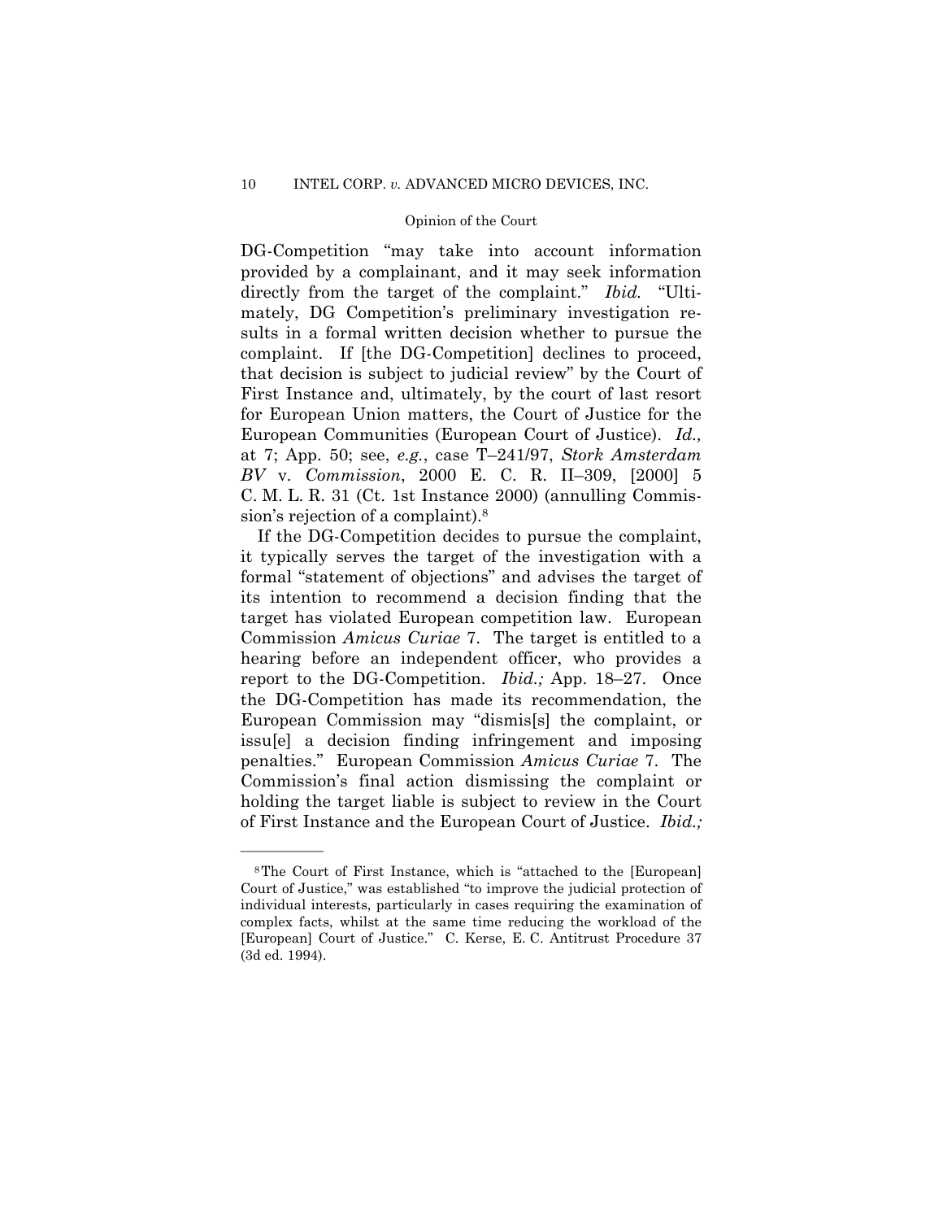DG-Competition "may take into account information provided by a complainant, and it may seek information directly from the target of the complaint." *Ibid.* "Ultimately, DG Competition's preliminary investigation results in a formal written decision whether to pursue the complaint. If [the DG-Competition] declines to proceed, that decision is subject to judicial review" by the Court of First Instance and, ultimately, by the court of last resort for European Union matters, the Court of Justice for the European Communities (European Court of Justice). *Id.,* at 7; App. 50; see, *e.g.*, case T–241/97, *Stork Amsterdam BV* v. *Commission*, 2000 E. C. R. II–309, [2000] 5 C. M. L. R. 31 (Ct. 1st Instance 2000) (annulling Commission's rejection of a complaint).[8]

If the DG-Competition decides to pursue the complaint, it typically serves the target of the investigation with a formal "statement of objections" and advises the target of its intention to recommend a decision finding that the target has violated European competition law. European Commission *Amicus Curiae* 7. The target is entitled to a hearing before an independent officer, who provides a report to the DG-Competition. *Ibid.;* App. 18–27. Once the DG-Competition has made its recommendation, the European Commission may "dismis[s] the complaint, or issu[e] a decision finding infringement and imposing penalties." European Commission *Amicus Curiae* 7. The Commission's final action dismissing the complaint or holding the target liable is subject to review in the Court of First Instance and the European Court of Justice. *Ibid.;*

---

[8] The Court of First Instance, which is "attached to the [European] Court of Justice," was established "to improve the judicial protection of individual interests, particularly in cases requiring the examination of complex facts, whilst at the same time reducing the workload of the [European] Court of Justice." C. Kerse, E. C. Antitrust Procedure 37 (3d ed. 1994).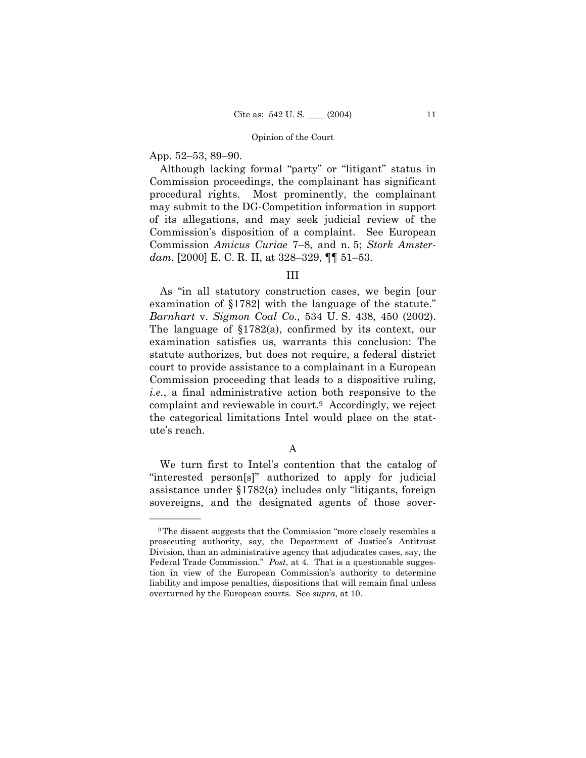App. 52–53, 89–90.

Although lacking formal "party" or "litigant" status in Commission proceedings, the complainant has significant procedural rights. Most prominently, the complainant may submit to the DG-Competition information in support of its allegations, and may seek judicial review of the Commission's disposition of a complaint. See European Commission *Amicus Curiae* 7–8, and n. 5; *Stork Amsterdam*, [2000] E. C. R. II, at 328–329, ¶¶ 51–53.

## III

As "in all statutory construction cases, we begin [our examination of §1782] with the language of the statute." *Barnhart* v. *Sigmon Coal Co.,* 534 U. S. 438, 450 (2002). The language of §1782(a), confirmed by its context, our examination satisfies us, warrants this conclusion: The statute authorizes, but does not require, a federal district court to provide assistance to a complainant in a European Commission proceeding that leads to a dispositive ruling, *i.e.*, a final administrative action both responsive to the complaint and reviewable in court.[9] Accordingly, we reject the categorical limitations Intel would place on the statute's reach.

### A

We turn first to Intel's contention that the catalog of "interested person[s]" authorized to apply for judicial assistance under §1782(a) includes only "litigants, foreign sovereigns, and the designated agents of those sover-

---

[9] The dissent suggests that the Commission "more closely resembles a prosecuting authority, say, the Department of Justice's Antitrust Division, than an administrative agency that adjudicates cases, say, the Federal Trade Commission." *Post*, at 4. That is a questionable suggestion in view of the European Commission's authority to determine liability and impose penalties, dispositions that will remain final unless overturned by the European courts. See *supra*, at 10.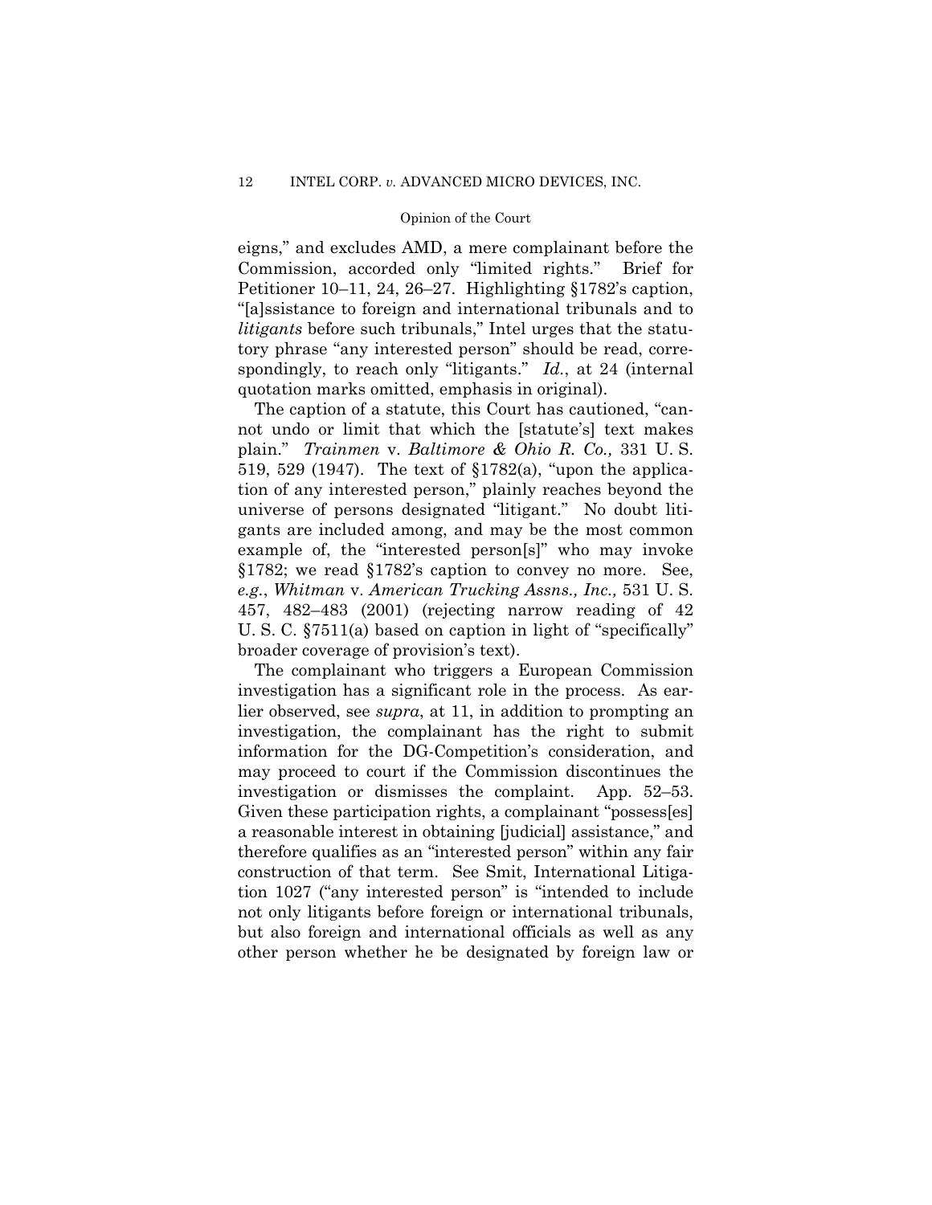eigns," and excludes AMD, a mere complainant before the Commission, accorded only "limited rights." Brief for Petitioner 10–11, 24, 26–27. Highlighting §1782's caption, "[a]ssistance to foreign and international tribunals and to *litigants* before such tribunals," Intel urges that the statutory phrase "any interested person" should be read, correspondingly, to reach only "litigants." *Id.*, at 24 (internal quotation marks omitted, emphasis in original).

The caption of a statute, this Court has cautioned, "cannot undo or limit that which the [statute's] text makes plain." *Trainmen* v. *Baltimore & Ohio R. Co.,* 331 U. S. 519, 529 (1947). The text of §1782(a), "upon the application of any interested person," plainly reaches beyond the universe of persons designated "litigant." No doubt litigants are included among, and may be the most common example of, the "interested person[s]" who may invoke §1782; we read §1782's caption to convey no more. See, *e.g.*, *Whitman* v. *American Trucking Assns., Inc.,* 531 U. S. 457, 482–483 (2001) (rejecting narrow reading of 42 U. S. C. §7511(a) based on caption in light of "specifically" broader coverage of provision's text).

The complainant who triggers a European Commission investigation has a significant role in the process. As earlier observed, see *supra*, at 11, in addition to prompting an investigation, the complainant has the right to submit information for the DG-Competition's consideration, and may proceed to court if the Commission discontinues the investigation or dismisses the complaint. App. 52–53. Given these participation rights, a complainant "possess[es] a reasonable interest in obtaining [judicial] assistance," and therefore qualifies as an "interested person" within any fair construction of that term. See Smit, International Litigation 1027 ("any interested person" is "intended to include not only litigants before foreign or international tribunals, but also foreign and international officials as well as any other person whether he be designated by foreign law or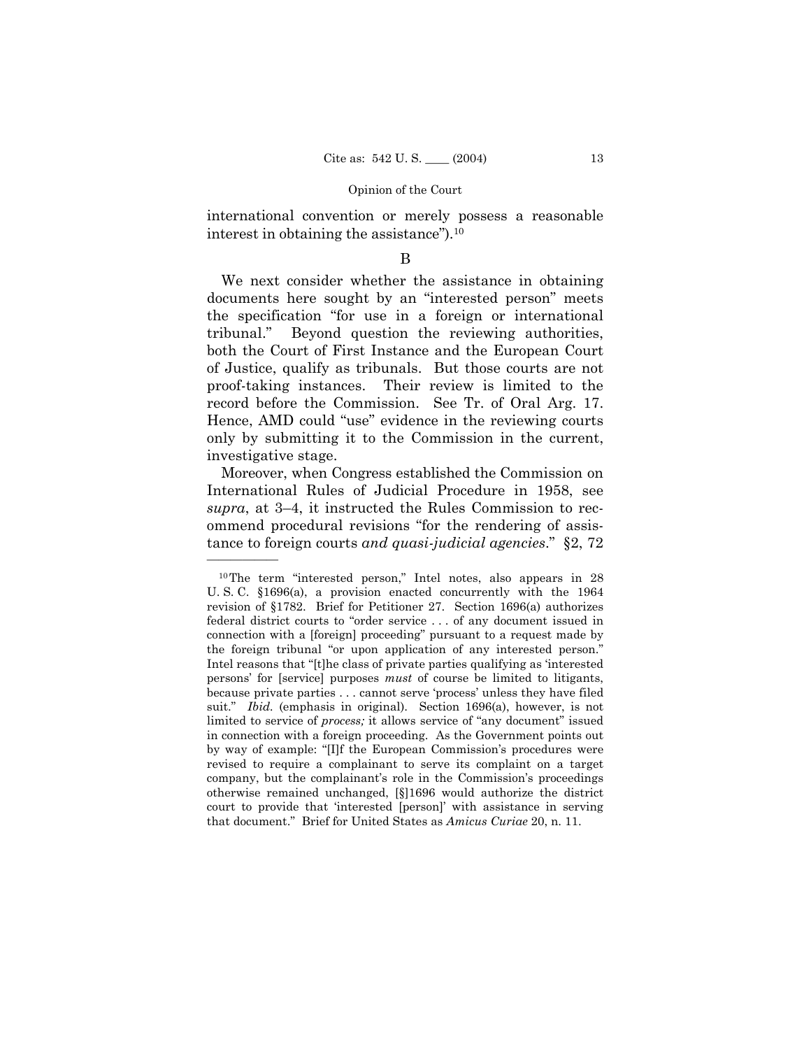international convention or merely possess a reasonable interest in obtaining the assistance").[10]

B

We next consider whether the assistance in obtaining documents here sought by an "interested person" meets the specification "for use in a foreign or international tribunal." Beyond question the reviewing authorities, both the Court of First Instance and the European Court of Justice, qualify as tribunals. But those courts are not proof-taking instances. Their review is limited to the record before the Commission. See Tr. of Oral Arg. 17. Hence, AMD could "use" evidence in the reviewing courts only by submitting it to the Commission in the current, investigative stage.

Moreover, when Congress established the Commission on International Rules of Judicial Procedure in 1958, see *supra*, at 3–4, it instructed the Rules Commission to recommend procedural revisions "for the rendering of assistance to foreign courts *and quasi-judicial agencies*." §2, 72

---

[10] The term "interested person," Intel notes, also appears in 28 U. S. C. §1696(a), a provision enacted concurrently with the 1964 revision of §1782. Brief for Petitioner 27. Section 1696(a) authorizes federal district courts to "order service . . . of any document issued in connection with a [foreign] proceeding" pursuant to a request made by the foreign tribunal "or upon application of any interested person." Intel reasons that "[t]he class of private parties qualifying as 'interested persons' for [service] purposes *must* of course be limited to litigants, because private parties . . . cannot serve 'process' unless they have filed suit." *Ibid.* (emphasis in original). Section 1696(a), however, is not limited to service of *process;* it allows service of "any document" issued in connection with a foreign proceeding. As the Government points out by way of example: "[I]f the European Commission's procedures were revised to require a complainant to serve its complaint on a target company, but the complainant's role in the Commission's proceedings otherwise remained unchanged, [§]1696 would authorize the district court to provide that 'interested [person]' with assistance in serving that document." Brief for United States as *Amicus Curiae* 20, n. 11.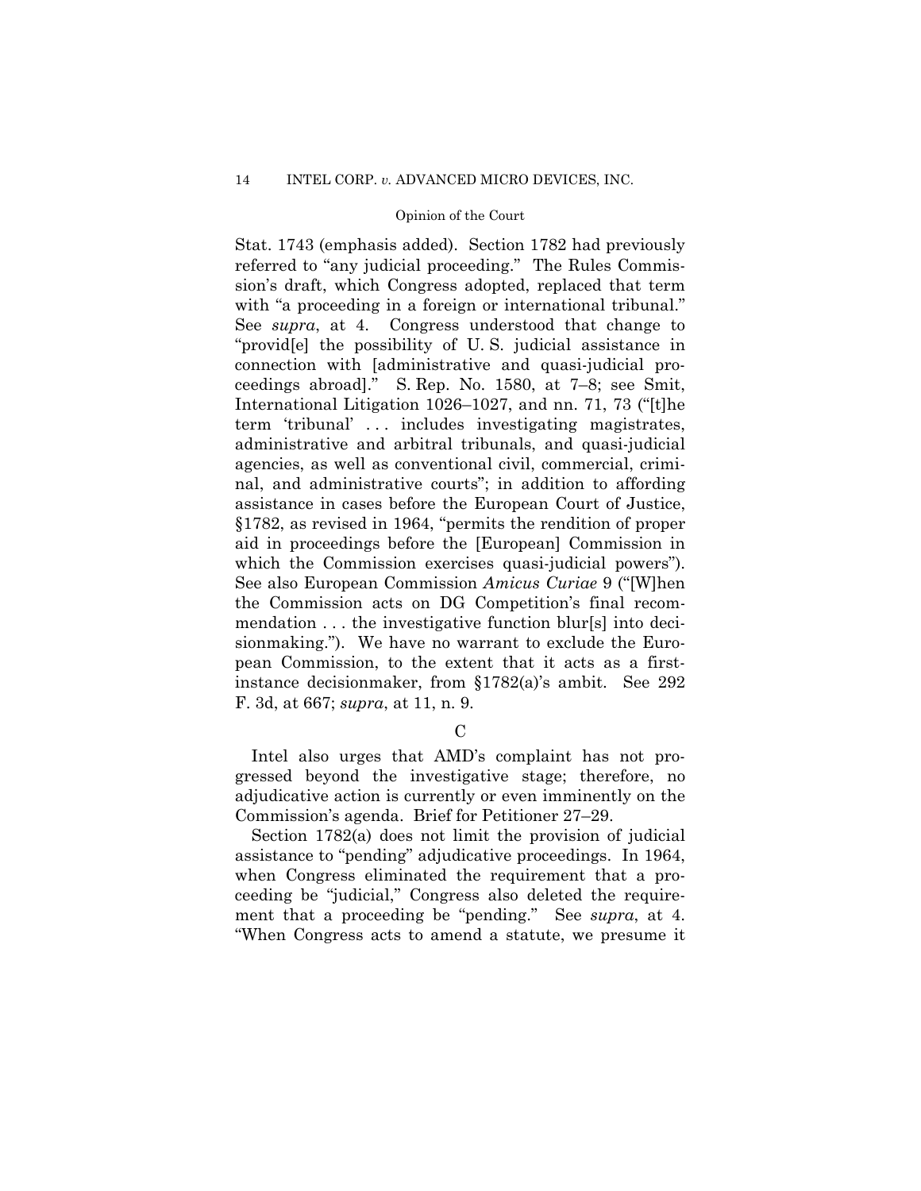Stat. 1743 (emphasis added). Section 1782 had previously referred to "any judicial proceeding." The Rules Commission's draft, which Congress adopted, replaced that term with "a proceeding in a foreign or international tribunal." See *supra*, at 4. Congress understood that change to "provid[e] the possibility of U. S. judicial assistance in connection with [administrative and quasi-judicial proceedings abroad]." S. Rep. No. 1580, at 7–8; see Smit, International Litigation 1026–1027, and nn. 71, 73 ("[t]he term 'tribunal' . . . includes investigating magistrates, administrative and arbitral tribunals, and quasi-judicial agencies, as well as conventional civil, commercial, criminal, and administrative courts"; in addition to affording assistance in cases before the European Court of Justice, §1782, as revised in 1964, "permits the rendition of proper aid in proceedings before the [European] Commission in which the Commission exercises quasi-judicial powers"). See also European Commission *Amicus Curiae* 9 ("[W]hen the Commission acts on DG Competition's final recommendation . . . the investigative function blur[s] into decisionmaking."). We have no warrant to exclude the European Commission, to the extent that it acts as a first-instance decisionmaker, from §1782(a)'s ambit. See 292 F. 3d, at 667; *supra*, at 11, n. 9.

C

Intel also urges that AMD's complaint has not progressed beyond the investigative stage; therefore, no adjudicative action is currently or even imminently on the Commission's agenda. Brief for Petitioner 27–29.

Section 1782(a) does not limit the provision of judicial assistance to "pending" adjudicative proceedings. In 1964, when Congress eliminated the requirement that a proceeding be "judicial," Congress also deleted the requirement that a proceeding be "pending." See *supra*, at 4. "When Congress acts to amend a statute, we presume it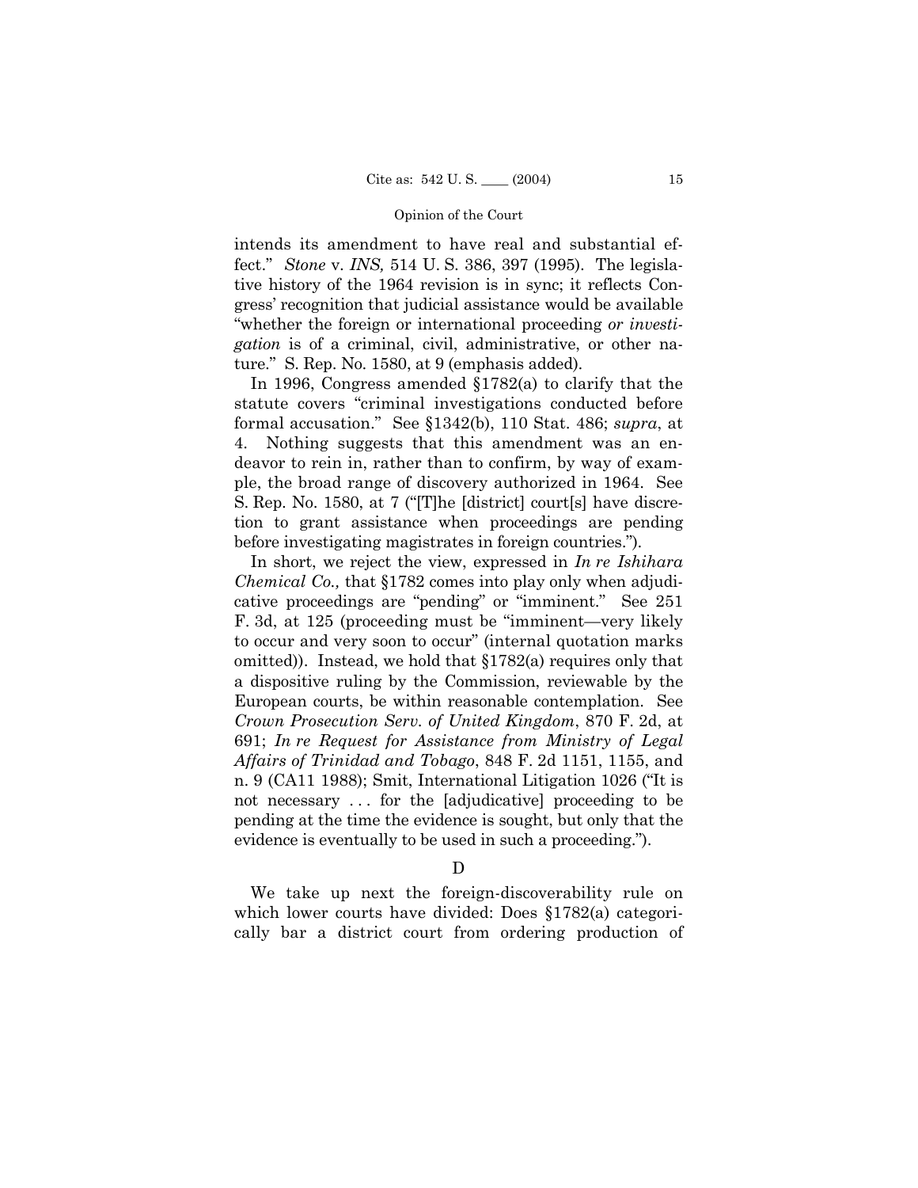intends its amendment to have real and substantial effect." *Stone* v. *INS,* 514 U. S. 386, 397 (1995). The legislative history of the 1964 revision is in sync; it reflects Congress' recognition that judicial assistance would be available "whether the foreign or international proceeding *or investigation* is of a criminal, civil, administrative, or other nature." S. Rep. No. 1580, at 9 (emphasis added).

In 1996, Congress amended §1782(a) to clarify that the statute covers "criminal investigations conducted before formal accusation." See §1342(b), 110 Stat. 486; *supra*, at 4. Nothing suggests that this amendment was an endeavor to rein in, rather than to confirm, by way of example, the broad range of discovery authorized in 1964. See S. Rep. No. 1580, at 7 ("[T]he [district] court[s] have discretion to grant assistance when proceedings are pending before investigating magistrates in foreign countries.").

In short, we reject the view, expressed in *In re Ishihara Chemical Co.,* that §1782 comes into play only when adjudicative proceedings are "pending" or "imminent." See 251 F. 3d, at 125 (proceeding must be "imminent—very likely to occur and very soon to occur" (internal quotation marks omitted)). Instead, we hold that §1782(a) requires only that a dispositive ruling by the Commission, reviewable by the European courts, be within reasonable contemplation. See *Crown Prosecution Serv. of United Kingdom*, 870 F. 2d, at 691; *In re Request for Assistance from Ministry of Legal Affairs of Trinidad and Tobago*, 848 F. 2d 1151, 1155, and n. 9 (CA11 1988); Smit, International Litigation 1026 ("It is not necessary . . . for the [adjudicative] proceeding to be pending at the time the evidence is sought, but only that the evidence is eventually to be used in such a proceeding.").

D

We take up next the foreign-discoverability rule on which lower courts have divided: Does §1782(a) categorically bar a district court from ordering production of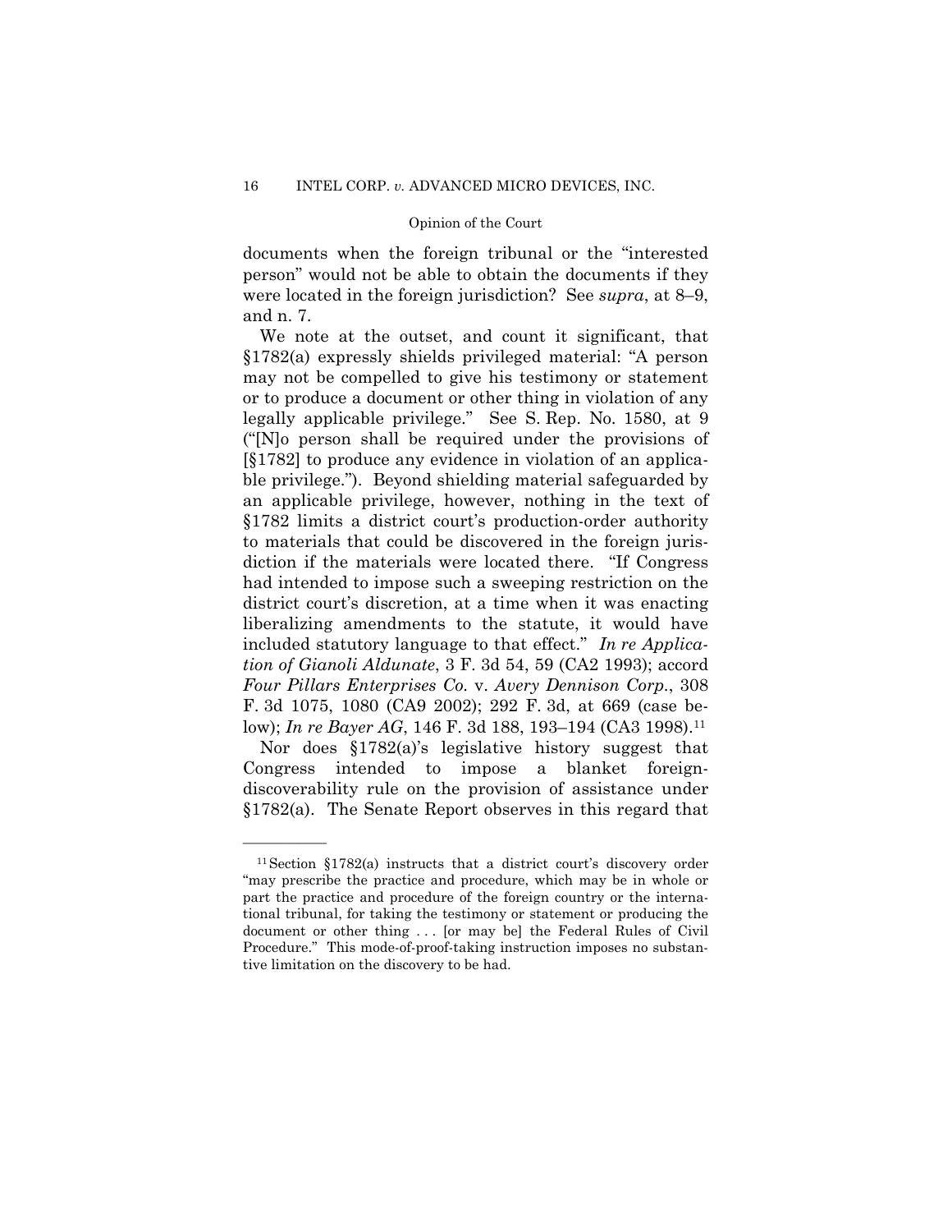documents when the foreign tribunal or the "interested person" would not be able to obtain the documents if they were located in the foreign jurisdiction? See *supra*, at 8–9, and n. 7.

We note at the outset, and count it significant, that §1782(a) expressly shields privileged material: "A person may not be compelled to give his testimony or statement or to produce a document or other thing in violation of any legally applicable privilege." See S. Rep. No. 1580, at 9 ("[N]o person shall be required under the provisions of [§1782] to produce any evidence in violation of an applicable privilege."). Beyond shielding material safeguarded by an applicable privilege, however, nothing in the text of §1782 limits a district court's production-order authority to materials that could be discovered in the foreign jurisdiction if the materials were located there. "If Congress had intended to impose such a sweeping restriction on the district court's discretion, at a time when it was enacting liberalizing amendments to the statute, it would have included statutory language to that effect." *In re Application of Gianoli Aldunate*, 3 F. 3d 54, 59 (CA2 1993); accord *Four Pillars Enterprises Co.* v. *Avery Dennison Corp.*, 308 F. 3d 1075, 1080 (CA9 2002); 292 F. 3d, at 669 (case below); *In re Bayer AG*, 146 F. 3d 188, 193–194 (CA3 1998).[11]

Nor does §1782(a)'s legislative history suggest that Congress intended to impose a blanket foreign-discoverability rule on the provision of assistance under §1782(a). The Senate Report observes in this regard that

---

[11] Section §1782(a) instructs that a district court's discovery order "may prescribe the practice and procedure, which may be in whole or part the practice and procedure of the foreign country or the international tribunal, for taking the testimony or statement or producing the document or other thing . . . [or may be] the Federal Rules of Civil Procedure." This mode-of-proof-taking instruction imposes no substantive limitation on the discovery to be had.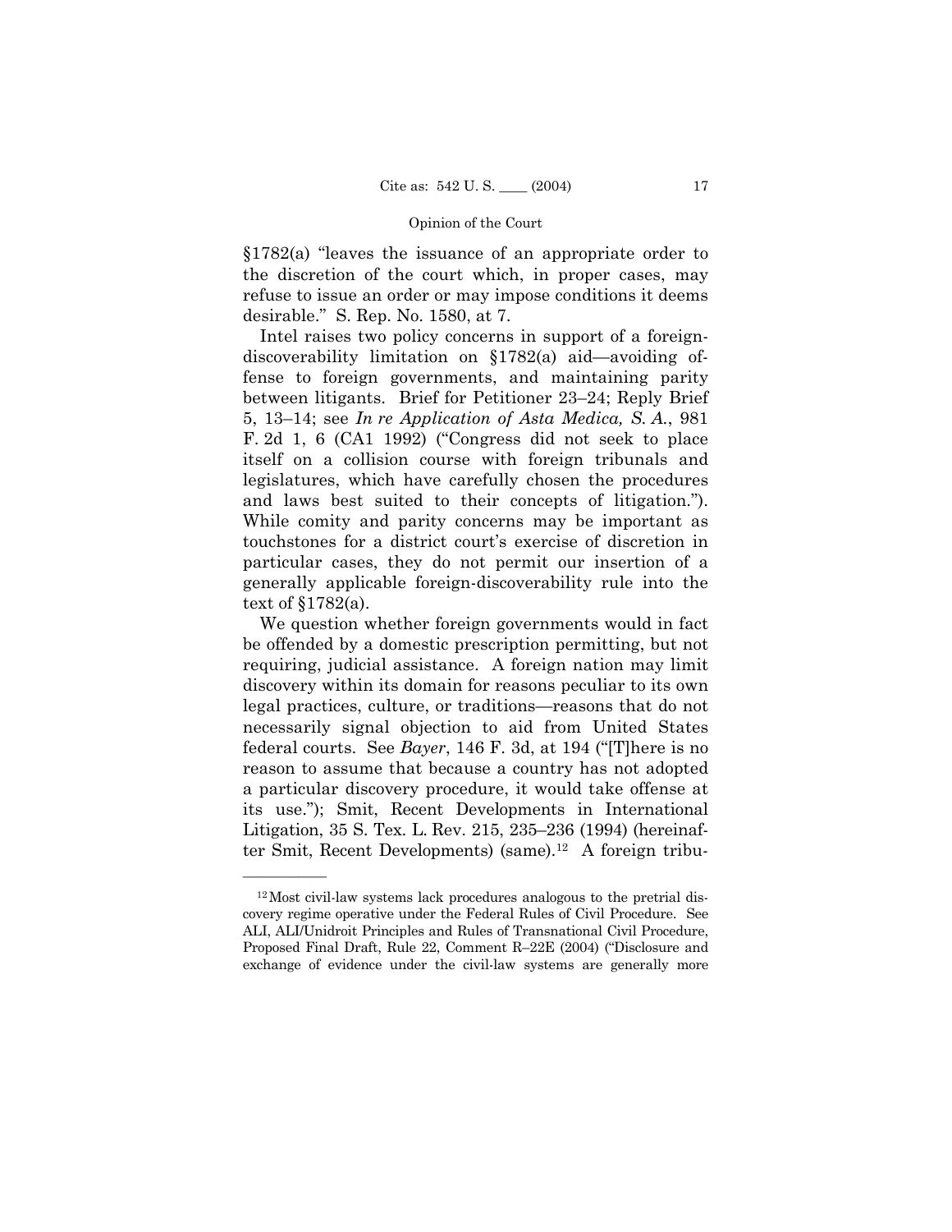§1782(a) "leaves the issuance of an appropriate order to the discretion of the court which, in proper cases, may refuse to issue an order or may impose conditions it deems desirable." S. Rep. No. 1580, at 7.

Intel raises two policy concerns in support of a foreign-discoverability limitation on §1782(a) aid—avoiding offense to foreign governments, and maintaining parity between litigants. Brief for Petitioner 23–24; Reply Brief 5, 13–14; see *In re Application of Asta Medica, S. A.*, 981 F. 2d 1, 6 (CA1 1992) ("Congress did not seek to place itself on a collision course with foreign tribunals and legislatures, which have carefully chosen the procedures and laws best suited to their concepts of litigation."). While comity and parity concerns may be important as touchstones for a district court's exercise of discretion in particular cases, they do not permit our insertion of a generally applicable foreign-discoverability rule into the text of §1782(a).

We question whether foreign governments would in fact be offended by a domestic prescription permitting, but not requiring, judicial assistance. A foreign nation may limit discovery within its domain for reasons peculiar to its own legal practices, culture, or traditions—reasons that do not necessarily signal objection to aid from United States federal courts. See *Bayer*, 146 F. 3d, at 194 ("[T]here is no reason to assume that because a country has not adopted a particular discovery procedure, it would take offense at its use."); Smit, Recent Developments in International Litigation, 35 S. Tex. L. Rev. 215, 235–236 (1994) (hereinafter Smit, Recent Developments) (same).[12] A foreign tribu-

---

[12] Most civil-law systems lack procedures analogous to the pretrial discovery regime operative under the Federal Rules of Civil Procedure. See ALI, ALI/Unidroit Principles and Rules of Transnational Civil Procedure, Proposed Final Draft, Rule 22, Comment R–22E (2004) ("Disclosure and exchange of evidence under the civil-law systems are generally more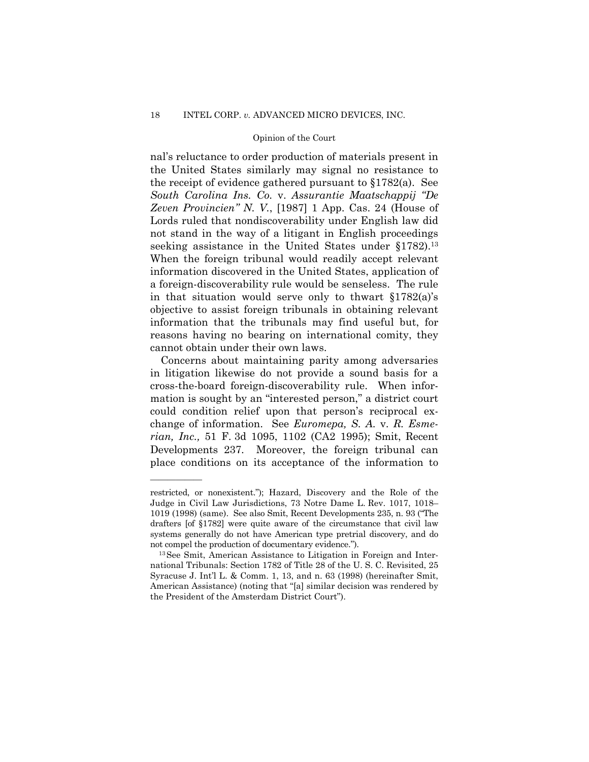nal's reluctance to order production of materials present in the United States similarly may signal no resistance to the receipt of evidence gathered pursuant to §1782(a). See *South Carolina Ins. Co.* v. *Assurantie Maatschappij "De Zeven Provincien" N. V.*, [1987] 1 App. Cas. 24 (House of Lords ruled that nondiscoverability under English law did not stand in the way of a litigant in English proceedings seeking assistance in the United States under §1782).[13] When the foreign tribunal would readily accept relevant information discovered in the United States, application of a foreign-discoverability rule would be senseless. The rule in that situation would serve only to thwart §1782(a)'s objective to assist foreign tribunals in obtaining relevant information that the tribunals may find useful but, for reasons having no bearing on international comity, they cannot obtain under their own laws.

Concerns about maintaining parity among adversaries in litigation likewise do not provide a sound basis for a cross-the-board foreign-discoverability rule. When information is sought by an "interested person," a district court could condition relief upon that person's reciprocal exchange of information. See *Euromepa, S. A.* v. *R. Esmerian, Inc.,* 51 F. 3d 1095, 1102 (CA2 1995); Smit, Recent Developments 237. Moreover, the foreign tribunal can place conditions on its acceptance of the information to

---

restricted, or nonexistent."); Hazard, Discovery and the Role of the Judge in Civil Law Jurisdictions, 73 Notre Dame L. Rev. 1017, 1018–1019 (1998) (same). See also Smit, Recent Developments 235, n. 93 ("The drafters [of §1782] were quite aware of the circumstance that civil law systems generally do not have American type pretrial discovery, and do not compel the production of documentary evidence.").

[13] See Smit, American Assistance to Litigation in Foreign and International Tribunals: Section 1782 of Title 28 of the U. S. C. Revisited, 25 Syracuse J. Int'l L. & Comm. 1, 13, and n. 63 (1998) (hereinafter Smit, American Assistance) (noting that "[a] similar decision was rendered by the President of the Amsterdam District Court").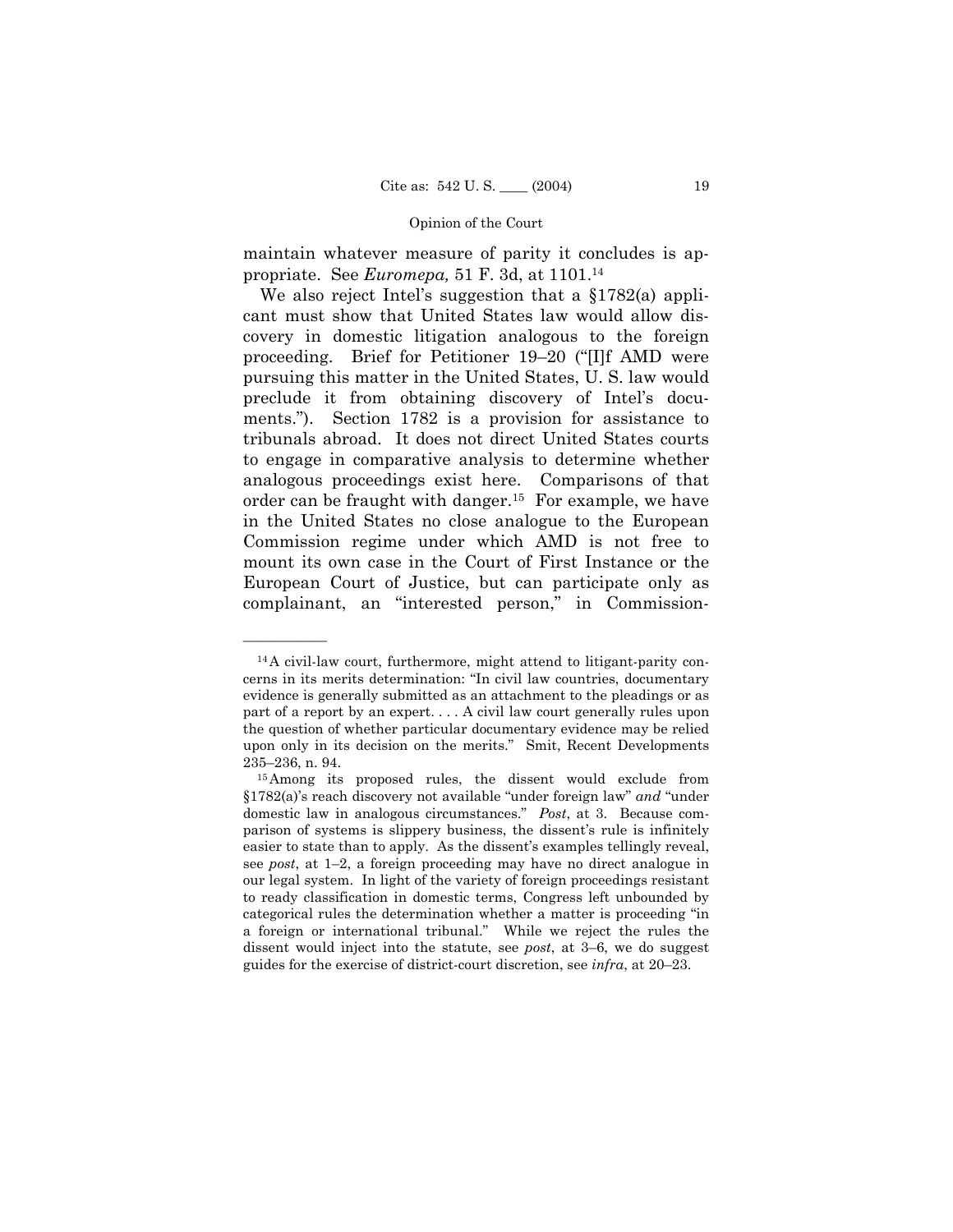maintain whatever measure of parity it concludes is appropriate. See *Euromepa,* 51 F. 3d, at 1101.[14]

We also reject Intel's suggestion that a §1782(a) applicant must show that United States law would allow discovery in domestic litigation analogous to the foreign proceeding. Brief for Petitioner 19–20 ("[I]f AMD were pursuing this matter in the United States, U. S. law would preclude it from obtaining discovery of Intel's documents."). Section 1782 is a provision for assistance to tribunals abroad. It does not direct United States courts to engage in comparative analysis to determine whether analogous proceedings exist here. Comparisons of that order can be fraught with danger.[15] For example, we have in the United States no close analogue to the European Commission regime under which AMD is not free to mount its own case in the Court of First Instance or the European Court of Justice, but can participate only as complainant, an "interested person," in Commission-

---

[14] A civil-law court, furthermore, might attend to litigant-parity concerns in its merits determination: "In civil law countries, documentary evidence is generally submitted as an attachment to the pleadings or as part of a report by an expert. . . . A civil law court generally rules upon the question of whether particular documentary evidence may be relied upon only in its decision on the merits." Smit, Recent Developments 235–236, n. 94.

[15] Among its proposed rules, the dissent would exclude from §1782(a)'s reach discovery not available "under foreign law" *and* "under domestic law in analogous circumstances." *Post*, at 3. Because comparison of systems is slippery business, the dissent's rule is infinitely easier to state than to apply. As the dissent's examples tellingly reveal, see *post*, at 1–2, a foreign proceeding may have no direct analogue in our legal system. In light of the variety of foreign proceedings resistant to ready classification in domestic terms, Congress left unbounded by categorical rules the determination whether a matter is proceeding "in a foreign or international tribunal." While we reject the rules the dissent would inject into the statute, see *post*, at 3–6, we do suggest guides for the exercise of district-court discretion, see *infra*, at 20–23.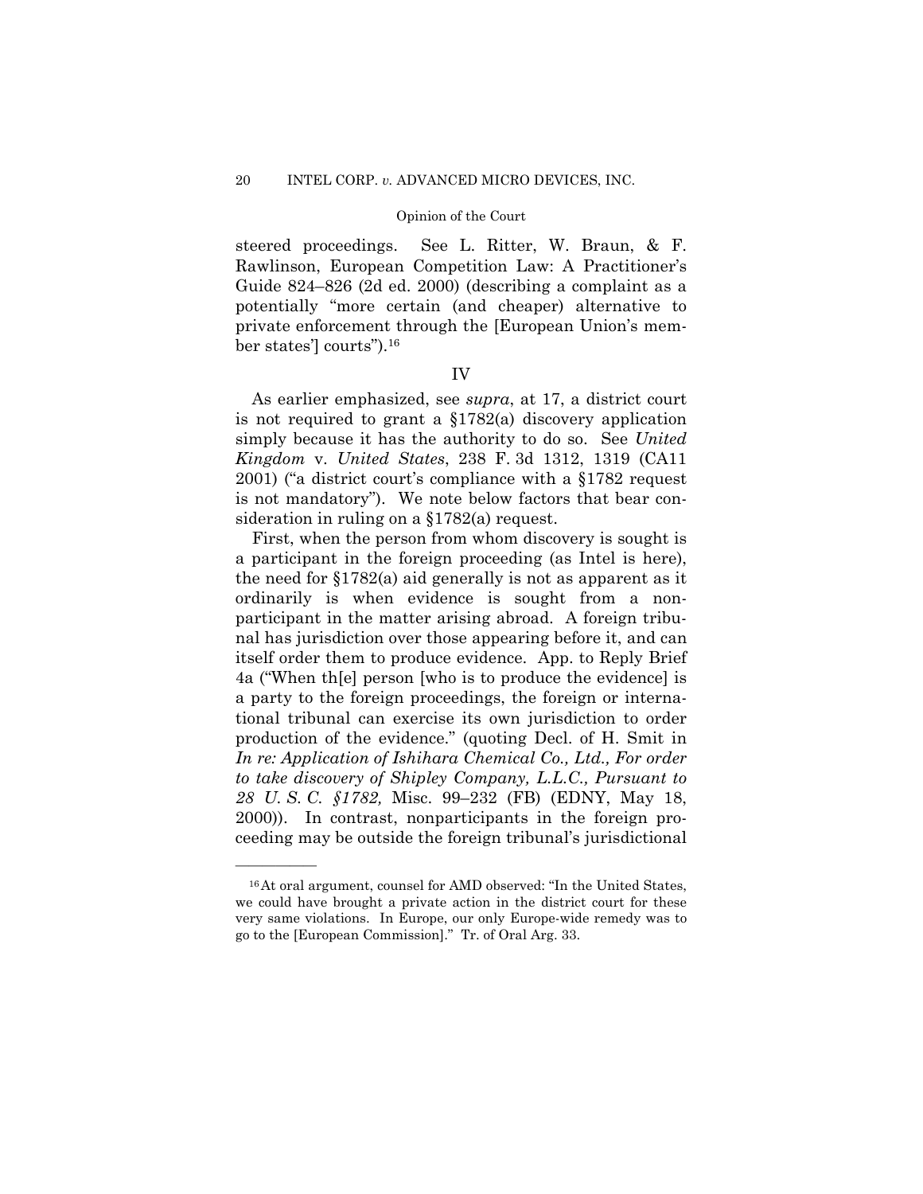steered proceedings. See L. Ritter, W. Braun, & F. Rawlinson, European Competition Law: A Practitioner's Guide 824–826 (2d ed. 2000) (describing a complaint as a potentially "more certain (and cheaper) alternative to private enforcement through the [European Union's member states'] courts").[16]

## IV

As earlier emphasized, see *supra*, at 17, a district court is not required to grant a §1782(a) discovery application simply because it has the authority to do so. See *United Kingdom* v. *United States*, 238 F. 3d 1312, 1319 (CA11 2001) ("a district court's compliance with a §1782 request is not mandatory"). We note below factors that bear consideration in ruling on a §1782(a) request.

First, when the person from whom discovery is sought is a participant in the foreign proceeding (as Intel is here), the need for §1782(a) aid generally is not as apparent as it ordinarily is when evidence is sought from a nonparticipant in the matter arising abroad. A foreign tribunal has jurisdiction over those appearing before it, and can itself order them to produce evidence. App. to Reply Brief 4a ("When th[e] person [who is to produce the evidence] is a party to the foreign proceedings, the foreign or international tribunal can exercise its own jurisdiction to order production of the evidence." (quoting Decl. of H. Smit in *In re: Application of Ishihara Chemical Co., Ltd., For order to take discovery of Shipley Company, L.L.C., Pursuant to 28 U. S. C. §1782,* Misc. 99–232 (FB) (EDNY, May 18, 2000)). In contrast, nonparticipants in the foreign proceeding may be outside the foreign tribunal's jurisdictional

---

[16] At oral argument, counsel for AMD observed: "In the United States, we could have brought a private action in the district court for these very same violations. In Europe, our only Europe-wide remedy was to go to the [European Commission]." Tr. of Oral Arg. 33.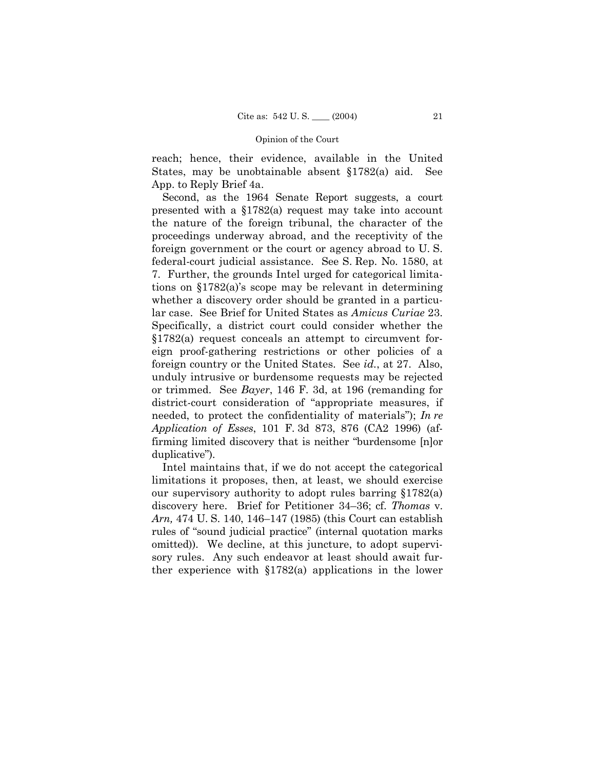reach; hence, their evidence, available in the United States, may be unobtainable absent §1782(a) aid. See App. to Reply Brief 4a.

Second, as the 1964 Senate Report suggests, a court presented with a §1782(a) request may take into account the nature of the foreign tribunal, the character of the proceedings underway abroad, and the receptivity of the foreign government or the court or agency abroad to U. S. federal-court judicial assistance. See S. Rep. No. 1580, at 7. Further, the grounds Intel urged for categorical limitations on §1782(a)'s scope may be relevant in determining whether a discovery order should be granted in a particular case. See Brief for United States as *Amicus Curiae* 23. Specifically, a district court could consider whether the §1782(a) request conceals an attempt to circumvent foreign proof-gathering restrictions or other policies of a foreign country or the United States. See *id.*, at 27. Also, unduly intrusive or burdensome requests may be rejected or trimmed. See *Bayer*, 146 F. 3d, at 196 (remanding for district-court consideration of "appropriate measures, if needed, to protect the confidentiality of materials"); *In re Application of Esses*, 101 F. 3d 873, 876 (CA2 1996) (affirming limited discovery that is neither "burdensome [n]or duplicative").

Intel maintains that, if we do not accept the categorical limitations it proposes, then, at least, we should exercise our supervisory authority to adopt rules barring §1782(a) discovery here. Brief for Petitioner 34–36; cf. *Thomas* v. *Arn,* 474 U. S. 140, 146–147 (1985) (this Court can establish rules of "sound judicial practice" (internal quotation marks omitted)). We decline, at this juncture, to adopt supervisory rules. Any such endeavor at least should await further experience with §1782(a) applications in the lower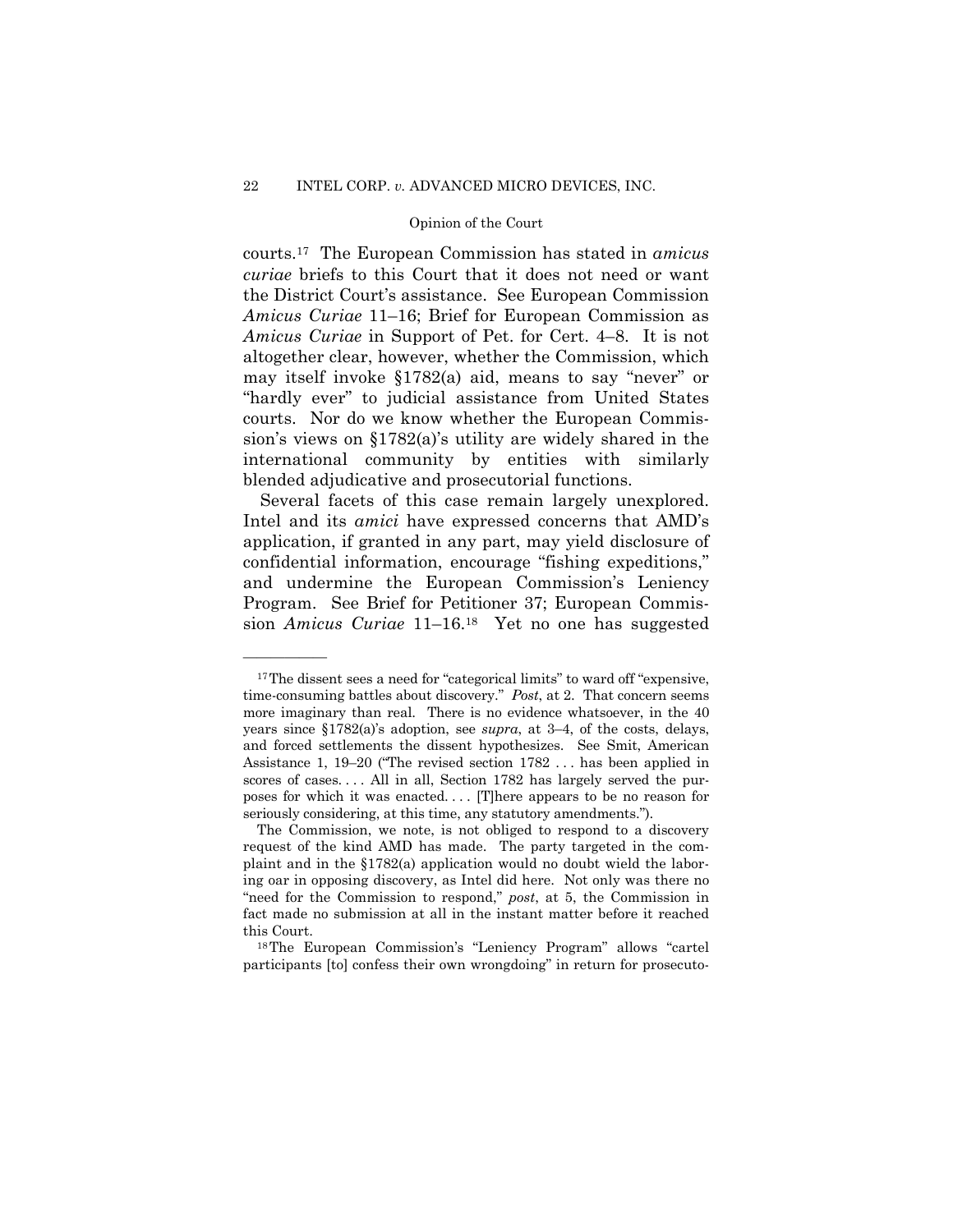courts.[17] The European Commission has stated in *amicus curiae* briefs to this Court that it does not need or want the District Court's assistance. See European Commission *Amicus Curiae* 11–16; Brief for European Commission as *Amicus Curiae* in Support of Pet. for Cert. 4–8. It is not altogether clear, however, whether the Commission, which may itself invoke §1782(a) aid, means to say "never" or "hardly ever" to judicial assistance from United States courts. Nor do we know whether the European Commission's views on §1782(a)'s utility are widely shared in the international community by entities with similarly blended adjudicative and prosecutorial functions.

Several facets of this case remain largely unexplored. Intel and its *amici* have expressed concerns that AMD's application, if granted in any part, may yield disclosure of confidential information, encourage "fishing expeditions," and undermine the European Commission's Leniency Program. See Brief for Petitioner 37; European Commission *Amicus Curiae* 11–16.[18] Yet no one has suggested

---

[17] The dissent sees a need for "categorical limits" to ward off "expensive, time-consuming battles about discovery." *Post*, at 2. That concern seems more imaginary than real. There is no evidence whatsoever, in the 40 years since §1782(a)'s adoption, see *supra*, at 3–4, of the costs, delays, and forced settlements the dissent hypothesizes. See Smit, American Assistance 1, 19–20 ("The revised section 1782 . . . has been applied in scores of cases. . . . All in all, Section 1782 has largely served the purposes for which it was enacted. . . . [T]here appears to be no reason for seriously considering, at this time, any statutory amendments.").

The Commission, we note, is not obliged to respond to a discovery request of the kind AMD has made. The party targeted in the complaint and in the §1782(a) application would no doubt wield the laboring oar in opposing discovery, as Intel did here. Not only was there no "need for the Commission to respond," *post*, at 5, the Commission in fact made no submission at all in the instant matter before it reached this Court.

[18] The European Commission's "Leniency Program" allows "cartel participants [to] confess their own wrongdoing" in return for prosecuto-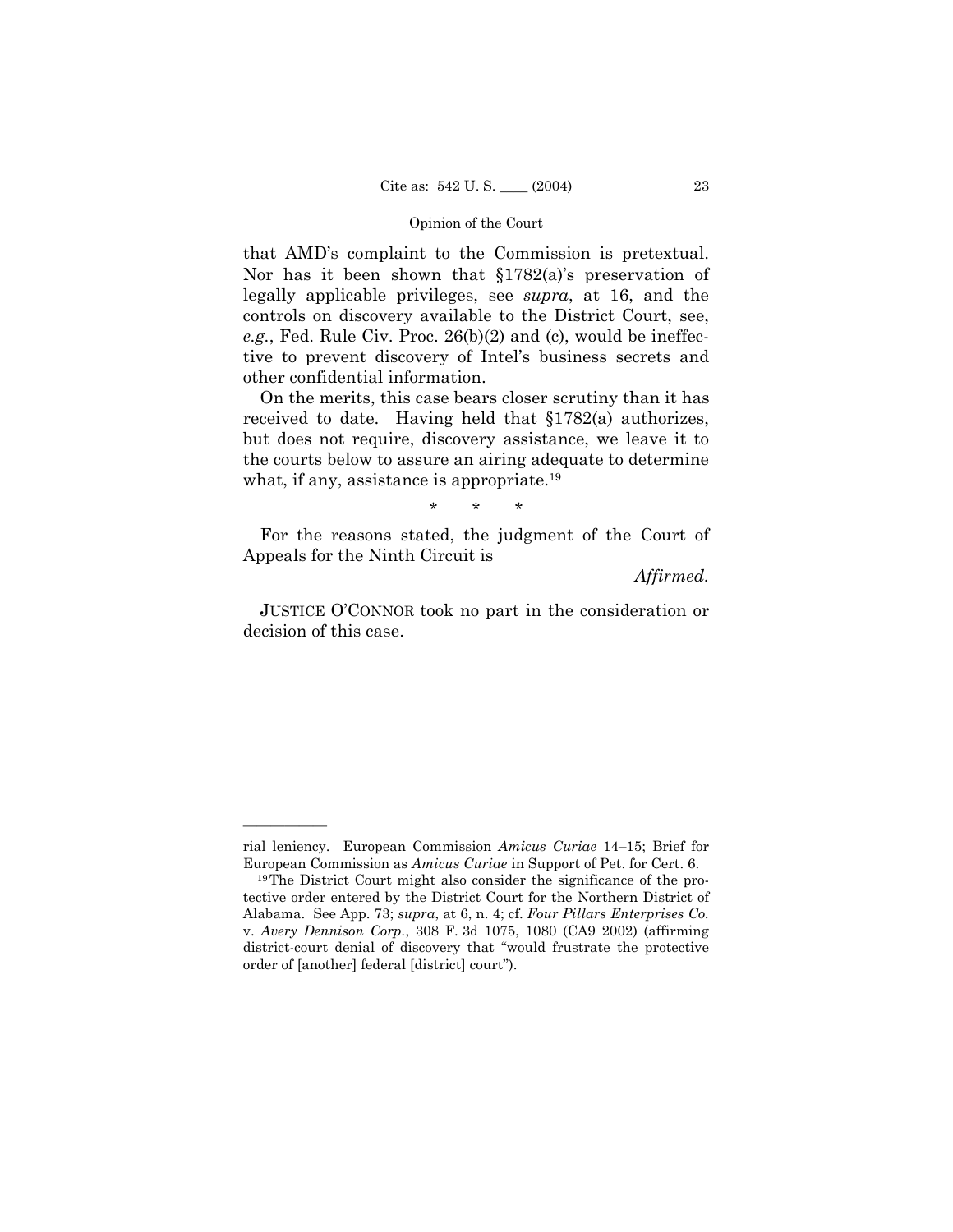that AMD's complaint to the Commission is pretextual. Nor has it been shown that §1782(a)'s preservation of legally applicable privileges, see *supra*, at 16, and the controls on discovery available to the District Court, see, *e.g.*, Fed. Rule Civ. Proc. 26(b)(2) and (c), would be ineffective to prevent discovery of Intel's business secrets and other confidential information.

On the merits, this case bears closer scrutiny than it has received to date. Having held that §1782(a) authorizes, but does not require, discovery assistance, we leave it to the courts below to assure an airing adequate to determine what, if any, assistance is appropriate.[19]

\* \* \*

For the reasons stated, the judgment of the Court of Appeals for the Ninth Circuit is

*Affirmed.*

JUSTICE O'CONNOR took no part in the consideration or decision of this case.

---

rial leniency. European Commission *Amicus Curiae* 14–15; Brief for European Commission as *Amicus Curiae* in Support of Pet. for Cert. 6.

[19] The District Court might also consider the significance of the protective order entered by the District Court for the Northern District of Alabama. See App. 73; *supra*, at 6, n. 4; cf. *Four Pillars Enterprises Co.* v. *Avery Dennison Corp.*, 308 F. 3d 1075, 1080 (CA9 2002) (affirming district-court denial of discovery that "would frustrate the protective order of [another] federal [district] court").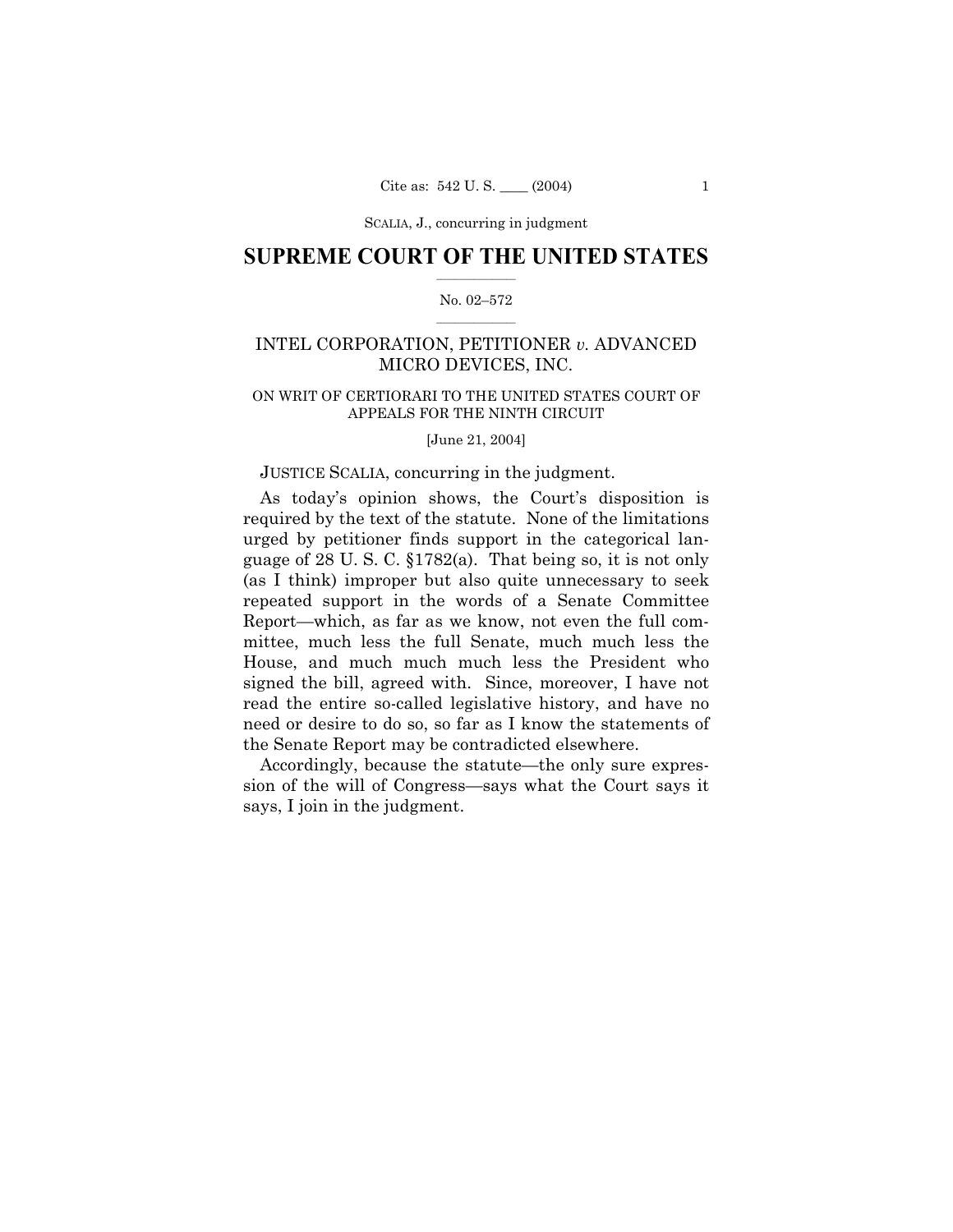# SUPREME COURT OF THE UNITED STATES

No. 02–572

INTEL CORPORATION, PETITIONER *v.* ADVANCED MICRO DEVICES, INC.

ON WRIT OF CERTIORARI TO THE UNITED STATES COURT OF APPEALS FOR THE NINTH CIRCUIT

[June 21, 2004]

JUSTICE SCALIA, concurring in the judgment.

As today's opinion shows, the Court's disposition is required by the text of the statute. None of the limitations urged by petitioner finds support in the categorical language of 28 U. S. C. §1782(a). That being so, it is not only (as I think) improper but also quite unnecessary to seek repeated support in the words of a Senate Committee Report—which, as far as we know, not even the full committee, much less the full Senate, much much less the House, and much much much less the President who signed the bill, agreed with. Since, moreover, I have not read the entire so-called legislative history, and have no need or desire to do so, so far as I know the statements of the Senate Report may be contradicted elsewhere.

Accordingly, because the statute—the only sure expression of the will of Congress—says what the Court says it says, I join in the judgment.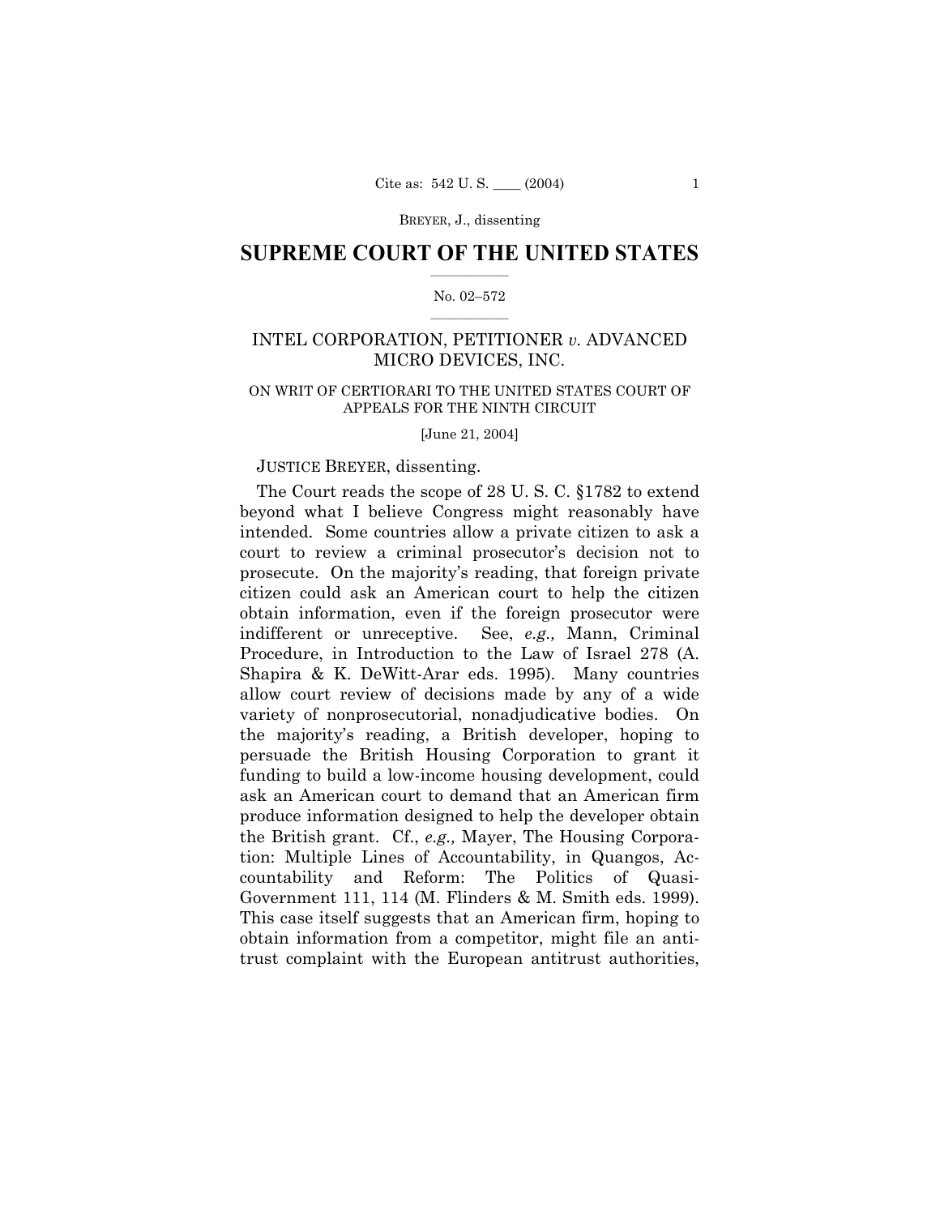BREYER, J., dissenting

# SUPREME COURT OF THE UNITED STATES

No. 02–572

## INTEL CORPORATION, PETITIONER *v.* ADVANCED MICRO DEVICES, INC.

ON WRIT OF CERTIORARI TO THE UNITED STATES COURT OF APPEALS FOR THE NINTH CIRCUIT

[June 21, 2004]

JUSTICE BREYER, dissenting.

The Court reads the scope of 28 U. S. C. §1782 to extend beyond what I believe Congress might reasonably have intended. Some countries allow a private citizen to ask a court to review a criminal prosecutor's decision not to prosecute. On the majority's reading, that foreign private citizen could ask an American court to help the citizen obtain information, even if the foreign prosecutor were indifferent or unreceptive. See, *e.g.,* Mann, Criminal Procedure, in Introduction to the Law of Israel 278 (A. Shapira & K. DeWitt-Arar eds. 1995). Many countries allow court review of decisions made by any of a wide variety of nonprosecutorial, nonadjudicative bodies. On the majority's reading, a British developer, hoping to persuade the British Housing Corporation to grant it funding to build a low-income housing development, could ask an American court to demand that an American firm produce information designed to help the developer obtain the British grant. Cf., *e.g.,* Mayer, The Housing Corporation: Multiple Lines of Accountability, in Quangos, Accountability and Reform: The Politics of Quasi-Government 111, 114 (M. Flinders & M. Smith eds. 1999). This case itself suggests that an American firm, hoping to obtain information from a competitor, might file an antitrust complaint with the European antitrust authorities,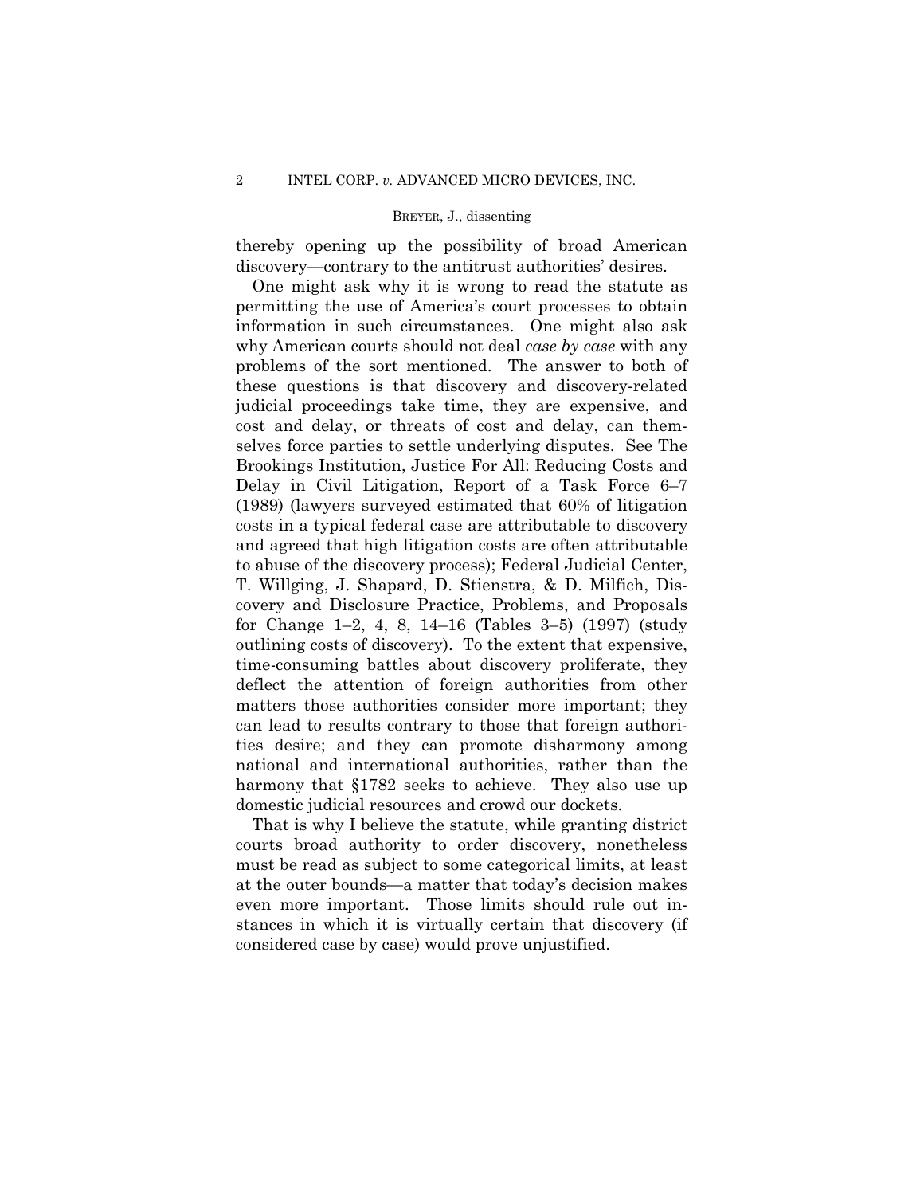thereby opening up the possibility of broad American discovery—contrary to the antitrust authorities' desires.

One might ask why it is wrong to read the statute as permitting the use of America's court processes to obtain information in such circumstances. One might also ask why American courts should not deal *case by case* with any problems of the sort mentioned. The answer to both of these questions is that discovery and discovery-related judicial proceedings take time, they are expensive, and cost and delay, or threats of cost and delay, can themselves force parties to settle underlying disputes. See The Brookings Institution, Justice For All: Reducing Costs and Delay in Civil Litigation, Report of a Task Force 6–7 (1989) (lawyers surveyed estimated that 60% of litigation costs in a typical federal case are attributable to discovery and agreed that high litigation costs are often attributable to abuse of the discovery process); Federal Judicial Center, T. Willging, J. Shapard, D. Stienstra, & D. Milfich, Discovery and Disclosure Practice, Problems, and Proposals for Change 1–2, 4, 8, 14–16 (Tables 3–5) (1997) (study outlining costs of discovery). To the extent that expensive, time-consuming battles about discovery proliferate, they deflect the attention of foreign authorities from other matters those authorities consider more important; they can lead to results contrary to those that foreign authorities desire; and they can promote disharmony among national and international authorities, rather than the harmony that §1782 seeks to achieve. They also use up domestic judicial resources and crowd our dockets.

That is why I believe the statute, while granting district courts broad authority to order discovery, nonetheless must be read as subject to some categorical limits, at least at the outer bounds—a matter that today's decision makes even more important. Those limits should rule out instances in which it is virtually certain that discovery (if considered case by case) would prove unjustified.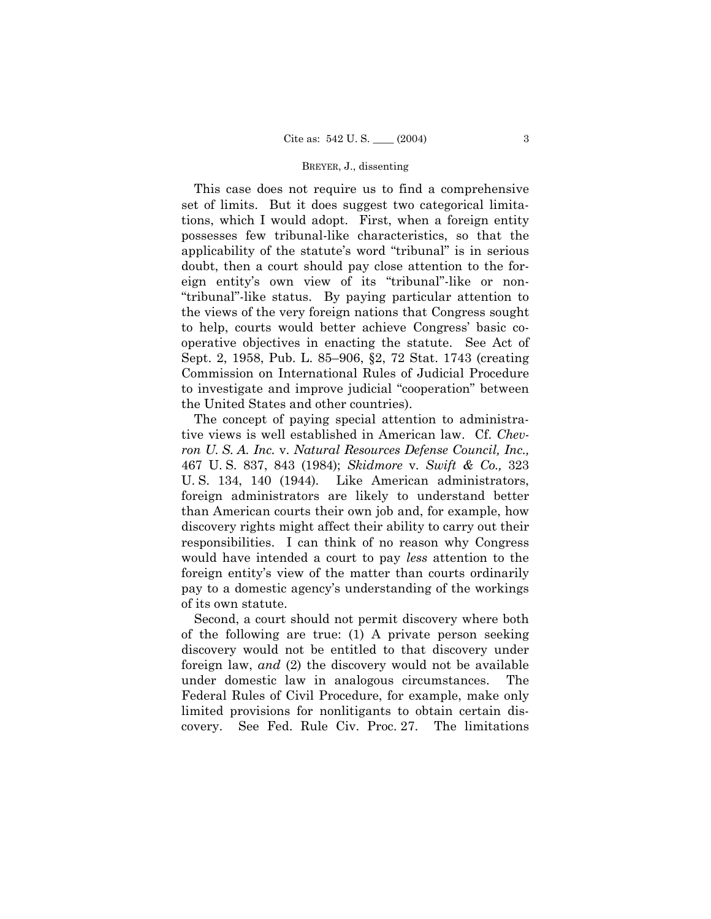This case does not require us to find a comprehensive set of limits. But it does suggest two categorical limitations, which I would adopt. First, when a foreign entity possesses few tribunal-like characteristics, so that the applicability of the statute's word "tribunal" is in serious doubt, then a court should pay close attention to the foreign entity's own view of its "tribunal"-like or non-"tribunal"-like status. By paying particular attention to the views of the very foreign nations that Congress sought to help, courts would better achieve Congress' basic cooperative objectives in enacting the statute. See Act of Sept. 2, 1958, Pub. L. 85–906, §2, 72 Stat. 1743 (creating Commission on International Rules of Judicial Procedure to investigate and improve judicial "cooperation" between the United States and other countries).

The concept of paying special attention to administrative views is well established in American law. Cf. *Chevron U. S. A. Inc.* v. *Natural Resources Defense Council, Inc.,* 467 U. S. 837, 843 (1984); *Skidmore* v. *Swift & Co.,* 323 U. S. 134, 140 (1944). Like American administrators, foreign administrators are likely to understand better than American courts their own job and, for example, how discovery rights might affect their ability to carry out their responsibilities. I can think of no reason why Congress would have intended a court to pay *less* attention to the foreign entity's view of the matter than courts ordinarily pay to a domestic agency's understanding of the workings of its own statute.

Second, a court should not permit discovery where both of the following are true: (1) A private person seeking discovery would not be entitled to that discovery under foreign law, *and* (2) the discovery would not be available under domestic law in analogous circumstances. The Federal Rules of Civil Procedure, for example, make only limited provisions for nonlitigants to obtain certain discovery. See Fed. Rule Civ. Proc. 27. The limitations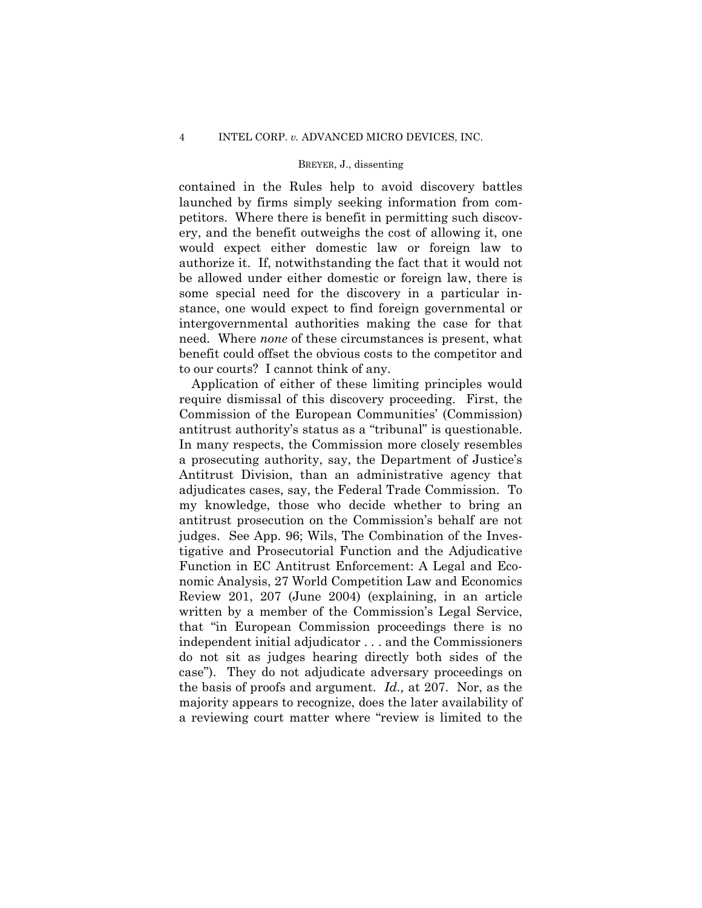contained in the Rules help to avoid discovery battles launched by firms simply seeking information from competitors. Where there is benefit in permitting such discovery, and the benefit outweighs the cost of allowing it, one would expect either domestic law or foreign law to authorize it. If, notwithstanding the fact that it would not be allowed under either domestic or foreign law, there is some special need for the discovery in a particular instance, one would expect to find foreign governmental or intergovernmental authorities making the case for that need. Where *none* of these circumstances is present, what benefit could offset the obvious costs to the competitor and to our courts? I cannot think of any.

Application of either of these limiting principles would require dismissal of this discovery proceeding. First, the Commission of the European Communities' (Commission) antitrust authority's status as a "tribunal" is questionable. In many respects, the Commission more closely resembles a prosecuting authority, say, the Department of Justice's Antitrust Division, than an administrative agency that adjudicates cases, say, the Federal Trade Commission. To my knowledge, those who decide whether to bring an antitrust prosecution on the Commission's behalf are not judges. See App. 96; Wils, The Combination of the Investigative and Prosecutorial Function and the Adjudicative Function in EC Antitrust Enforcement: A Legal and Economic Analysis, 27 World Competition Law and Economics Review 201, 207 (June 2004) (explaining, in an article written by a member of the Commission's Legal Service, that "in European Commission proceedings there is no independent initial adjudicator . . . and the Commissioners do not sit as judges hearing directly both sides of the case"). They do not adjudicate adversary proceedings on the basis of proofs and argument. *Id.,* at 207. Nor, as the majority appears to recognize, does the later availability of a reviewing court matter where "review is limited to the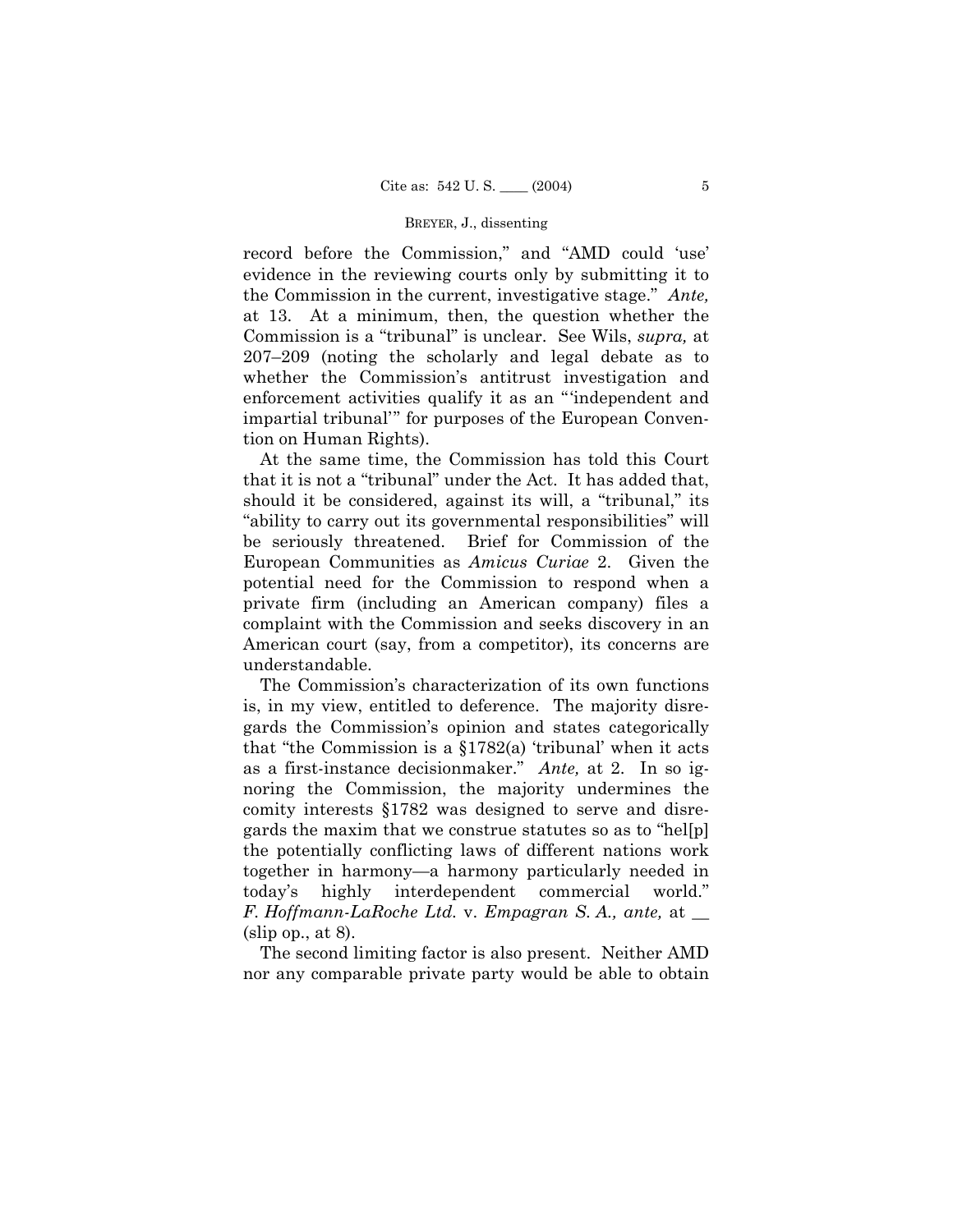record before the Commission," and "AMD could 'use' evidence in the reviewing courts only by submitting it to the Commission in the current, investigative stage." *Ante,* at 13. At a minimum, then, the question whether the Commission is a "tribunal" is unclear. See Wils, *supra,* at 207–209 (noting the scholarly and legal debate as to whether the Commission's antitrust investigation and enforcement activities qualify it as an "'independent and impartial tribunal'" for purposes of the European Convention on Human Rights).

At the same time, the Commission has told this Court that it is not a "tribunal" under the Act. It has added that, should it be considered, against its will, a "tribunal," its "ability to carry out its governmental responsibilities" will be seriously threatened. Brief for Commission of the European Communities as *Amicus Curiae* 2. Given the potential need for the Commission to respond when a private firm (including an American company) files a complaint with the Commission and seeks discovery in an American court (say, from a competitor), its concerns are understandable.

The Commission's characterization of its own functions is, in my view, entitled to deference. The majority disregards the Commission's opinion and states categorically that "the Commission is a §1782(a) 'tribunal' when it acts as a first-instance decisionmaker." *Ante,* at 2. In so ignoring the Commission, the majority undermines the comity interests §1782 was designed to serve and disregards the maxim that we construe statutes so as to "hel[p] the potentially conflicting laws of different nations work together in harmony—a harmony particularly needed in today's highly interdependent commercial world." *F. Hoffmann-LaRoche Ltd.* v. *Empagran S. A., ante,* at __ (slip op., at 8).

The second limiting factor is also present. Neither AMD nor any comparable private party would be able to obtain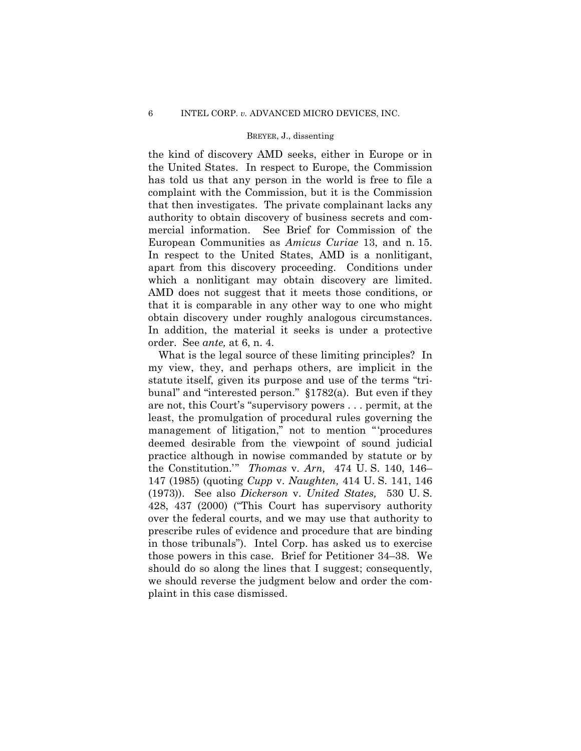the kind of discovery AMD seeks, either in Europe or in the United States. In respect to Europe, the Commission has told us that any person in the world is free to file a complaint with the Commission, but it is the Commission that then investigates. The private complainant lacks any authority to obtain discovery of business secrets and commercial information. See Brief for Commission of the European Communities as *Amicus Curiae* 13, and n. 15. In respect to the United States, AMD is a nonlitigant, apart from this discovery proceeding. Conditions under which a nonlitigant may obtain discovery are limited. AMD does not suggest that it meets those conditions, or that it is comparable in any other way to one who might obtain discovery under roughly analogous circumstances. In addition, the material it seeks is under a protective order. See *ante,* at 6, n. 4.

What is the legal source of these limiting principles? In my view, they, and perhaps others, are implicit in the statute itself, given its purpose and use of the terms "tribunal" and "interested person." §1782(a). But even if they are not, this Court's "supervisory powers . . . permit, at the least, the promulgation of procedural rules governing the management of litigation," not to mention "'procedures deemed desirable from the viewpoint of sound judicial practice although in nowise commanded by statute or by the Constitution.'" *Thomas* v. *Arn,* 474 U. S. 140, 146–147 (1985) (quoting *Cupp* v. *Naughten,* 414 U. S. 141, 146 (1973)). See also *Dickerson* v. *United States,* 530 U. S. 428, 437 (2000) ("This Court has supervisory authority over the federal courts, and we may use that authority to prescribe rules of evidence and procedure that are binding in those tribunals"). Intel Corp. has asked us to exercise those powers in this case. Brief for Petitioner 34–38. We should do so along the lines that I suggest; consequently, we should reverse the judgment below and order the complaint in this case dismissed.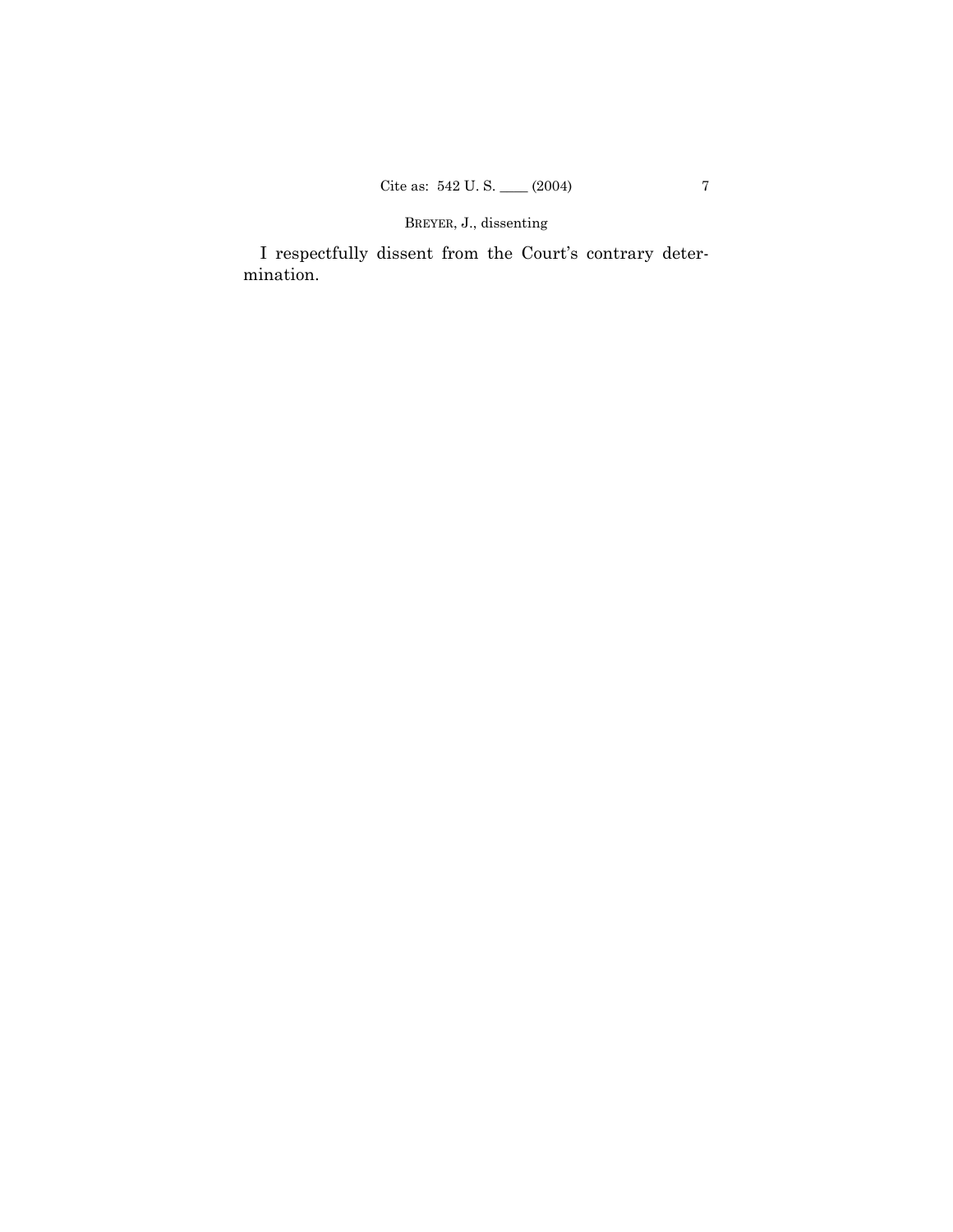I respectfully dissent from the Court's contrary determination.